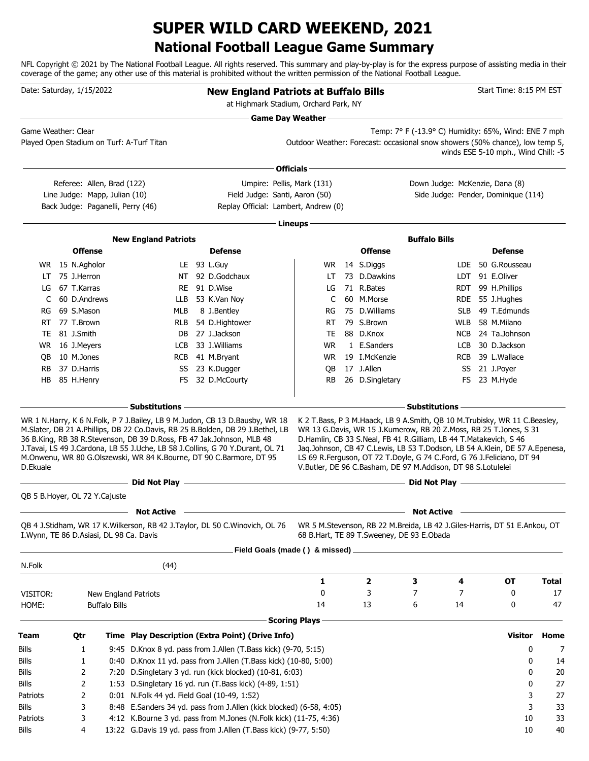# SUPER WILD CARD WEEKEND, 2021

## National Football League Game Summary

NFL Copyright © 2021 by The National Football League. All rights reserved. This summary and play-by-play is for the express purpose of assisting media in their coverage of the game; any other use of this material is prohibited without the written permission of the National Football League.

Date: Saturday, 1/15/2022

**New England Patriots at Buffalo Bills**

at Highmark Stadium, Orchard Park, NY

Start Time: 8:15 PM EST

### Game Day Weather

Game Weather: Clear

Played Open Stadium on Turf: A-Turf Titan

Temp: 7° F (-13.9° C) Humidity: 65%, Wind: ENE 7 mph

Outdoor Weather: Forecast: occasional snow showers (50% chance), low temp 5, winds ESE 5-10 mph., Wind Chill: -5

### Officials

| | | |
|---|---|---|
| Referee: Allen, Brad (122) | Umpire: Pellis, Mark (131) | Down Judge: McKenzie, Dana (8) |
| Line Judge: Mapp, Julian (10) | Field Judge: Santi, Aaron (50) | Side Judge: Pender, Dominique (114) |
| Back Judge: Paganelli, Perry (46) | Replay Official: Lambert, Andrew (0) | |

### Lineups

**New England Patriots**

| Pos | Offense | Pos | Defense |
|---|---|---|---|
| WR | 15 N.Agholor | LE | 93 L.Guy |
| LT | 75 J.Herron | NT | 92 D.Godchaux |
| LG | 67 T.Karras | RE | 91 D.Wise |
| C | 60 D.Andrews | LLB | 53 K.Van Noy |
| RG | 69 S.Mason | MLB | 8 J.Bentley |
| RT | 77 T.Brown | RLB | 54 D.Hightower |
| TE | 81 J.Smith | DB | 27 J.Jackson |
| WR | 16 J.Meyers | LCB | 33 J.Williams |
| QB | 10 M.Jones | RCB | 41 M.Bryant |
| RB | 37 D.Harris | SS | 23 K.Dugger |
| HB | 85 H.Henry | FS | 32 D.McCourty |

**Buffalo Bills**

| Pos | Offense | Pos | Defense |
|---|---|---|---|
| WR | 14 S.Diggs | LDE | 50 G.Rousseau |
| LT | 73 D.Dawkins | LDT | 91 E.Oliver |
| LG | 71 R.Bates | RDT | 99 H.Phillips |
| C | 60 M.Morse | RDE | 55 J.Hughes |
| RG | 75 D.Williams | SLB | 49 T.Edmunds |
| RT | 79 S.Brown | WLB | 58 M.Milano |
| TE | 88 D.Knox | NCB | 24 Ta.Johnson |
| WR | 1 E.Sanders | LCB | 30 D.Jackson |
| WR | 19 I.McKenzie | RCB | 39 L.Wallace |
| QB | 17 J.Allen | SS | 21 J.Poyer |
| RB | 26 D.Singletary | FS | 23 M.Hyde |

### Substitutions

**New England Patriots:** WR 1 N.Harry, K 6 N.Folk, P 7 J.Bailey, LB 9 M.Judon, CB 13 D.Bausby, WR 18 M.Slater, DB 21 A.Phillips, DB 22 Co.Davis, RB 25 B.Bolden, DB 29 J.Bethel, LB 36 B.King, RB 38 R.Stevenson, DB 39 D.Ross, FB 47 Jak.Johnson, MLB 48 J.Tavai, LS 49 J.Cardona, LB 55 J.Uche, LB 58 J.Collins, G 70 Y.Durant, OL 71 M.Onwenu, WR 80 G.Olszewski, WR 84 K.Bourne, DT 90 C.Barmore, DT 95 D.Ekuale

**Buffalo Bills:** K 2 T.Bass, P 3 M.Haack, LB 9 A.Smith, QB 10 M.Trubisky, WR 11 C.Beasley, WR 13 G.Davis, WR 15 J.Kumerow, RB 20 Z.Moss, RB 25 T.Jones, S 31 D.Hamlin, CB 33 S.Neal, FB 41 R.Gilliam, LB 44 T.Matakevich, S 46 Jaq.Johnson, CB 47 C.Lewis, LB 53 T.Dodson, LB 54 A.Klein, DE 57 A.Epenesa, LS 69 R.Ferguson, OT 72 T.Doyle, G 74 C.Ford, G 76 J.Feliciano, DT 94 V.Butler, DE 96 C.Basham, DE 97 M.Addison, DT 98 S.Lotulelei

### Did Not Play

**New England Patriots:** QB 5 B.Hoyer, OL 72 Y.Cajuste

**Buffalo Bills:**

### Not Active

**New England Patriots:** QB 4 J.Stidham, WR 17 K.Wilkerson, RB 42 J.Taylor, DL 50 C.Winovich, OL 76 I.Wynn, TE 86 D.Asiasi, DL 98 Ca. Davis

**Buffalo Bills:** WR 5 M.Stevenson, RB 22 M.Breida, LB 42 J.Giles-Harris, DT 51 E.Ankou, OT 68 B.Hart, TE 89 T.Sweeney, DE 93 E.Obada

### Field Goals (made ( ) & missed)

N.Folk (44)

| | | 1 | 2 | 3 | 4 | OT | Total |
|---|---|---|---|---|---|---|---|
| VISITOR: | New England Patriots | 0 | 3 | 7 | 7 | 0 | 17 |
| HOME: | Buffalo Bills | 14 | 13 | 6 | 14 | 0 | 47 |

### Scoring Plays

| Team | Qtr | Time | Play Description (Extra Point) (Drive Info) | Visitor | Home |
|---|---|---|---|---|---|
| Bills | 1 | 9:45 | D.Knox 8 yd. pass from J.Allen (T.Bass kick) (9-70, 5:15) | 0 | 7 |
| Bills | 1 | 0:40 | D.Knox 11 yd. pass from J.Allen (T.Bass kick) (10-80, 5:00) | 0 | 14 |
| Bills | 2 | 7:20 | D.Singletary 3 yd. run (kick blocked) (10-81, 6:03) | 0 | 20 |
| Bills | 2 | 1:53 | D.Singletary 16 yd. run (T.Bass kick) (4-89, 1:51) | 0 | 27 |
| Patriots | 2 | 0:01 | N.Folk 44 yd. Field Goal (10-49, 1:52) | 3 | 27 |
| Bills | 3 | 8:48 | E.Sanders 34 yd. pass from J.Allen (kick blocked) (6-58, 4:05) | 3 | 33 |
| Patriots | 3 | 4:12 | K.Bourne 3 yd. pass from M.Jones (N.Folk kick) (11-75, 4:36) | 10 | 33 |
| Bills | 4 | 13:22 | G.Davis 19 yd. pass from J.Allen (T.Bass kick) (9-77, 5:50) | 10 | 40 |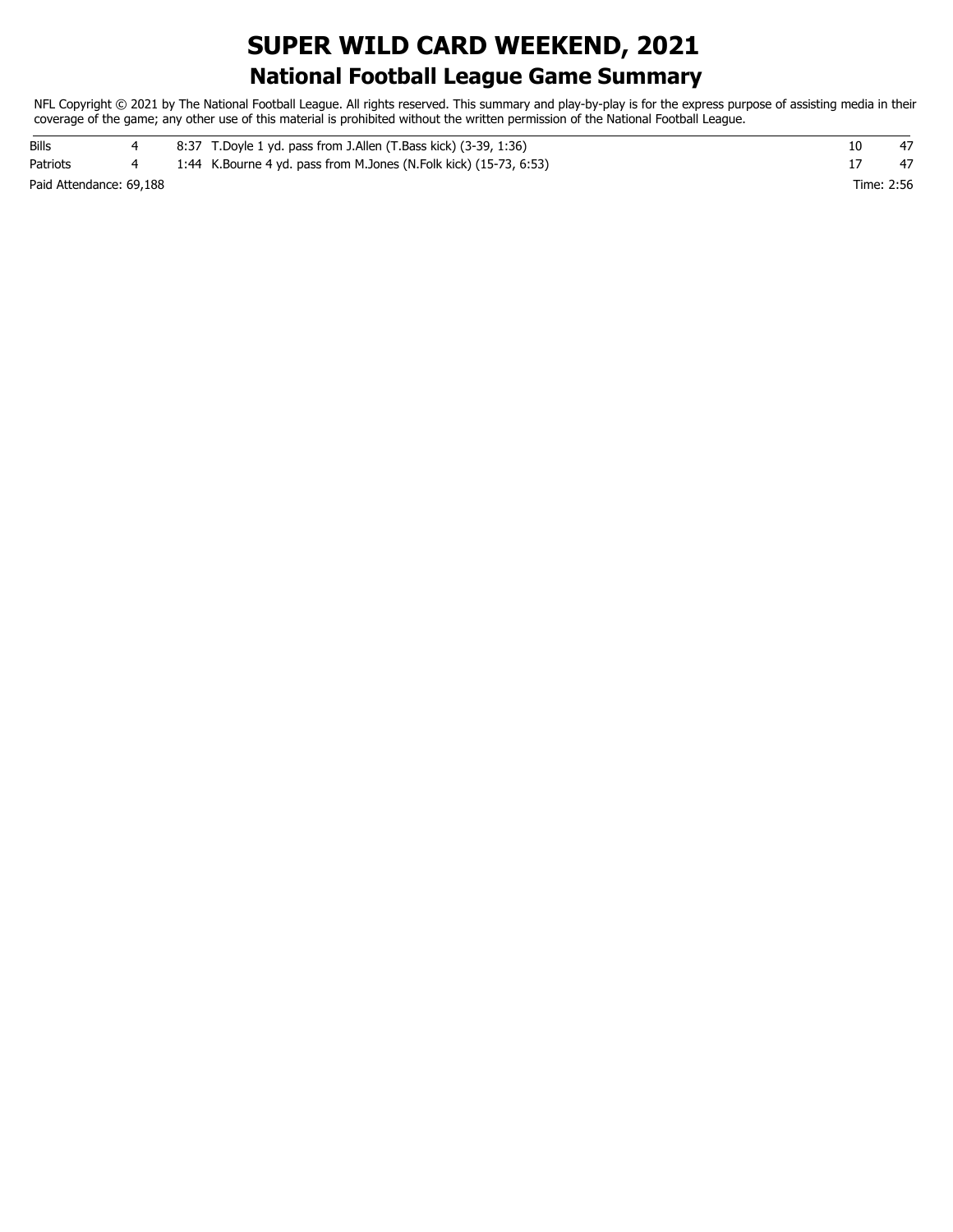# SUPER WILD CARD WEEKEND, 2021

## National Football League Game Summary

NFL Copyright © 2021 by The National Football League. All rights reserved. This summary and play-by-play is for the express purpose of assisting media in their coverage of the game; any other use of this material is prohibited without the written permission of the National Football League.

| | | | | | |
|---|---|---|---|---|---|
| Bills | 4 | 8:37 | T.Doyle 1 yd. pass from J.Allen (T.Bass kick) (3-39, 1:36) | 10 | 47 |
| Patriots | 4 | 1:44 | K.Bourne 4 yd. pass from M.Jones (N.Folk kick) (15-73, 6:53) | 17 | 47 |

Paid Attendance: 69,188

Time: 2:56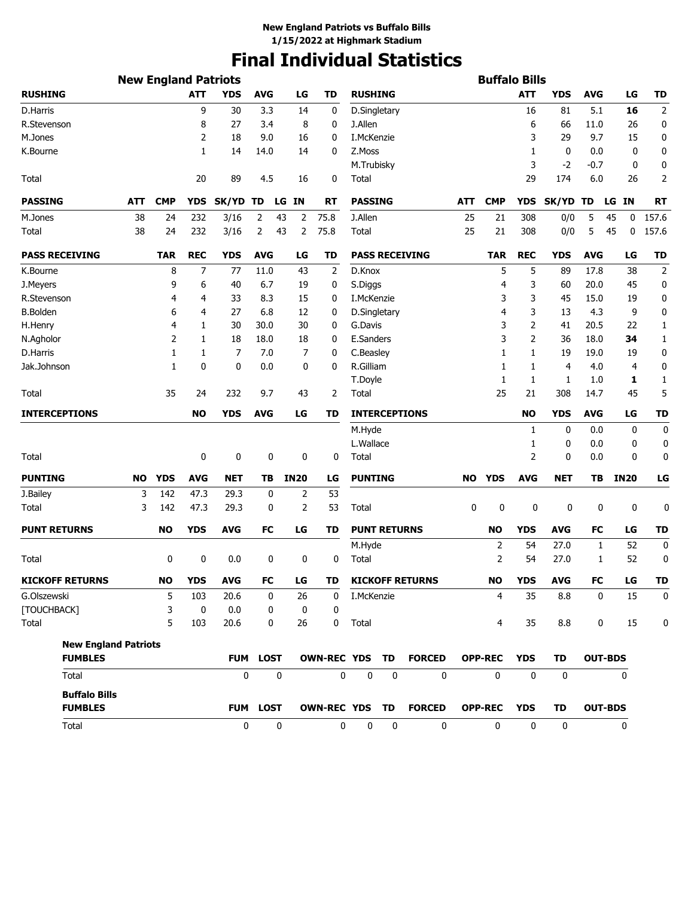**New England Patriots vs Buffalo Bills**
**1/15/2022 at Highmark Stadium**

# Final Individual Statistics

## New England Patriots

| RUSHING | ATT | YDS | AVG | LG | TD |
|---|---|---|---|---|---|
| D.Harris | 9 | 30 | 3.3 | 14 | 0 |
| R.Stevenson | 8 | 27 | 3.4 | 8 | 0 |
| M.Jones | 2 | 18 | 9.0 | 16 | 0 |
| K.Bourne | 1 | 14 | 14.0 | 14 | 0 |
| Total | 20 | 89 | 4.5 | 16 | 0 |

| PASSING | ATT | CMP | YDS | SK/YD | TD | LG | IN | RT |
|---|---|---|---|---|---|---|---|---|
| M.Jones | 38 | 24 | 232 | 3/16 | 2 | 43 | 2 | 75.8 |
| Total | 38 | 24 | 232 | 3/16 | 2 | 43 | 2 | 75.8 |

| PASS RECEIVING | TAR | REC | YDS | AVG | LG | TD |
|---|---|---|---|---|---|---|
| K.Bourne | 8 | 7 | 77 | 11.0 | 43 | 2 |
| J.Meyers | 9 | 6 | 40 | 6.7 | 19 | 0 |
| R.Stevenson | 4 | 4 | 33 | 8.3 | 15 | 0 |
| B.Bolden | 6 | 4 | 27 | 6.8 | 12 | 0 |
| H.Henry | 4 | 1 | 30 | 30.0 | 30 | 0 |
| N.Agholor | 2 | 1 | 18 | 18.0 | 18 | 0 |
| D.Harris | 1 | 1 | 7 | 7.0 | 7 | 0 |
| Jak.Johnson | 1 | 0 | 0 | 0.0 | 0 | 0 |
| Total | 35 | 24 | 232 | 9.7 | 43 | 2 |

| INTERCEPTIONS | NO | YDS | AVG | LG | TD |
|---|---|---|---|---|---|
| Total | 0 | 0 | 0 | 0 | 0 |

| PUNTING | NO | YDS | AVG | NET | TB | IN20 | LG |
|---|---|---|---|---|---|---|---|
| J.Bailey | 3 | 142 | 47.3 | 29.3 | 0 | 2 | 53 |
| Total | 3 | 142 | 47.3 | 29.3 | 0 | 2 | 53 |

| PUNT RETURNS | NO | YDS | AVG | FC | LG | TD |
|---|---|---|---|---|---|---|
| Total | 0 | 0 | 0.0 | 0 | 0 | 0 |

| KICKOFF RETURNS | NO | YDS | AVG | FC | LG | TD |
|---|---|---|---|---|---|---|
| G.Olszewski | 5 | 103 | 20.6 | 0 | 26 | 0 |
| [TOUCHBACK] | 3 | 0 | 0.0 | 0 | 0 | 0 |
| Total | 5 | 103 | 20.6 | 0 | 26 | 0 |

## Buffalo Bills

| RUSHING | ATT | YDS | AVG | LG | TD |
|---|---|---|---|---|---|
| D.Singletary | 16 | 81 | 5.1 | **16** | 2 |
| J.Allen | 6 | 66 | 11.0 | 26 | 0 |
| I.McKenzie | 3 | 29 | 9.7 | 15 | 0 |
| Z.Moss | 1 | 0 | 0.0 | 0 | 0 |
| M.Trubisky | 3 | -2 | -0.7 | 0 | 0 |
| Total | 29 | 174 | 6.0 | 26 | 2 |

| PASSING | ATT | CMP | YDS | SK/YD | TD | LG | IN | RT |
|---|---|---|---|---|---|---|---|---|
| J.Allen | 25 | 21 | 308 | 0/0 | 5 | 45 | 0 | 157.6 |
| Total | 25 | 21 | 308 | 0/0 | 5 | 45 | 0 | 157.6 |

| PASS RECEIVING | TAR | REC | YDS | AVG | LG | TD |
|---|---|---|---|---|---|---|
| D.Knox | 5 | 5 | 89 | 17.8 | 38 | 2 |
| S.Diggs | 4 | 3 | 60 | 20.0 | 45 | 0 |
| I.McKenzie | 3 | 3 | 45 | 15.0 | 19 | 0 |
| D.Singletary | 4 | 3 | 13 | 4.3 | 9 | 0 |
| G.Davis | 3 | 2 | 41 | 20.5 | 22 | 1 |
| E.Sanders | 3 | 2 | 36 | 18.0 | **34** | 1 |
| C.Beasley | 1 | 1 | 19 | 19.0 | 19 | 0 |
| R.Gilliam | 1 | 1 | 4 | 4.0 | 4 | 0 |
| T.Doyle | 1 | 1 | 1 | 1.0 | **1** | 1 |
| Total | 25 | 21 | 308 | 14.7 | 45 | 5 |

| INTERCEPTIONS | NO | YDS | AVG | LG | TD |
|---|---|---|---|---|---|
| M.Hyde | 1 | 0 | 0.0 | 0 | 0 |
| L.Wallace | 1 | 0 | 0.0 | 0 | 0 |
| Total | 2 | 0 | 0.0 | 0 | 0 |

| PUNTING | NO | YDS | AVG | NET | TB | IN20 | LG |
|---|---|---|---|---|---|---|---|
| Total | 0 | 0 | 0 | 0 | 0 | 0 | 0 |

| PUNT RETURNS | NO | YDS | AVG | FC | LG | TD |
|---|---|---|---|---|---|---|
| M.Hyde | 2 | 54 | 27.0 | 1 | 52 | 0 |
| Total | 2 | 54 | 27.0 | 1 | 52 | 0 |

| KICKOFF RETURNS | NO | YDS | AVG | FC | LG | TD |
|---|---|---|---|---|---|---|
| I.McKenzie | 4 | 35 | 8.8 | 0 | 15 | 0 |
| Total | 4 | 35 | 8.8 | 0 | 15 | 0 |

## Fumbles

**New England Patriots**

| FUMBLES | FUM | LOST | OWN-REC | YDS | TD | FORCED | OPP-REC | YDS | TD | OUT-BDS |
|---|---|---|---|---|---|---|---|---|---|---|
| Total | 0 | 0 | 0 | 0 | 0 | 0 | 0 | 0 | 0 | 0 |

**Buffalo Bills**

| FUMBLES | FUM | LOST | OWN-REC | YDS | TD | FORCED | OPP-REC | YDS | TD | OUT-BDS |
|---|---|---|---|---|---|---|---|---|---|---|
| Total | 0 | 0 | 0 | 0 | 0 | 0 | 0 | 0 | 0 | 0 |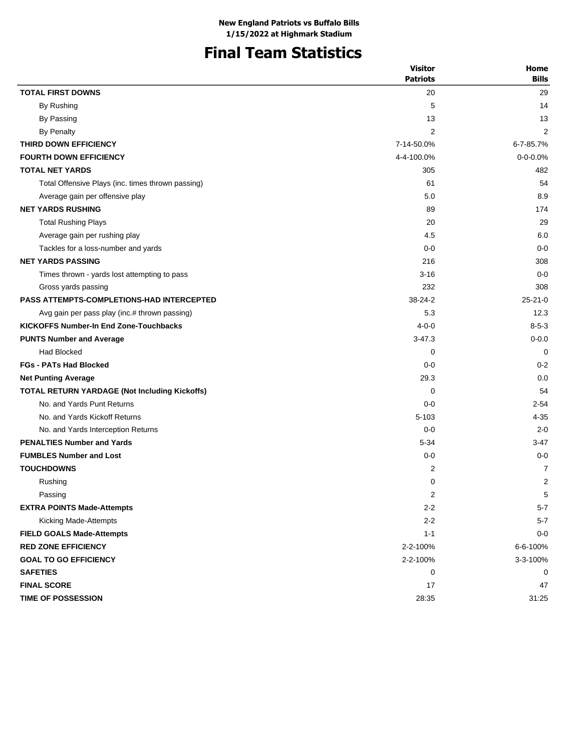**New England Patriots vs Buffalo Bills**
**1/15/2022 at Highmark Stadium**

# Final Team Statistics

| | Visitor Patriots | Home Bills |
|---|---|---|
| **TOTAL FIRST DOWNS** | 20 | 29 |
| By Rushing | 5 | 14 |
| By Passing | 13 | 13 |
| By Penalty | 2 | 2 |
| **THIRD DOWN EFFICIENCY** | 7-14-50.0% | 6-7-85.7% |
| **FOURTH DOWN EFFICIENCY** | 4-4-100.0% | 0-0-0.0% |
| **TOTAL NET YARDS** | 305 | 482 |
| Total Offensive Plays (inc. times thrown passing) | 61 | 54 |
| Average gain per offensive play | 5.0 | 8.9 |
| **NET YARDS RUSHING** | 89 | 174 |
| Total Rushing Plays | 20 | 29 |
| Average gain per rushing play | 4.5 | 6.0 |
| Tackles for a loss-number and yards | 0-0 | 0-0 |
| **NET YARDS PASSING** | 216 | 308 |
| Times thrown - yards lost attempting to pass | 3-16 | 0-0 |
| Gross yards passing | 232 | 308 |
| **PASS ATTEMPTS-COMPLETIONS-HAD INTERCEPTED** | 38-24-2 | 25-21-0 |
| Avg gain per pass play (inc.# thrown passing) | 5.3 | 12.3 |
| **KICKOFFS Number-In End Zone-Touchbacks** | 4-0-0 | 8-5-3 |
| **PUNTS Number and Average** | 3-47.3 | 0-0.0 |
| Had Blocked | 0 | 0 |
| **FGs - PATs Had Blocked** | 0-0 | 0-2 |
| **Net Punting Average** | 29.3 | 0.0 |
| **TOTAL RETURN YARDAGE (Not Including Kickoffs)** | 0 | 54 |
| No. and Yards Punt Returns | 0-0 | 2-54 |
| No. and Yards Kickoff Returns | 5-103 | 4-35 |
| No. and Yards Interception Returns | 0-0 | 2-0 |
| **PENALTIES Number and Yards** | 5-34 | 3-47 |
| **FUMBLES Number and Lost** | 0-0 | 0-0 |
| **TOUCHDOWNS** | 2 | 7 |
| Rushing | 0 | 2 |
| Passing | 2 | 5 |
| **EXTRA POINTS Made-Attempts** | 2-2 | 5-7 |
| Kicking Made-Attempts | 2-2 | 5-7 |
| **FIELD GOALS Made-Attempts** | 1-1 | 0-0 |
| **RED ZONE EFFICIENCY** | 2-2-100% | 6-6-100% |
| **GOAL TO GO EFFICIENCY** | 2-2-100% | 3-3-100% |
| **SAFETIES** | 0 | 0 |
| **FINAL SCORE** | 17 | 47 |
| **TIME OF POSSESSION** | 28:35 | 31:25 |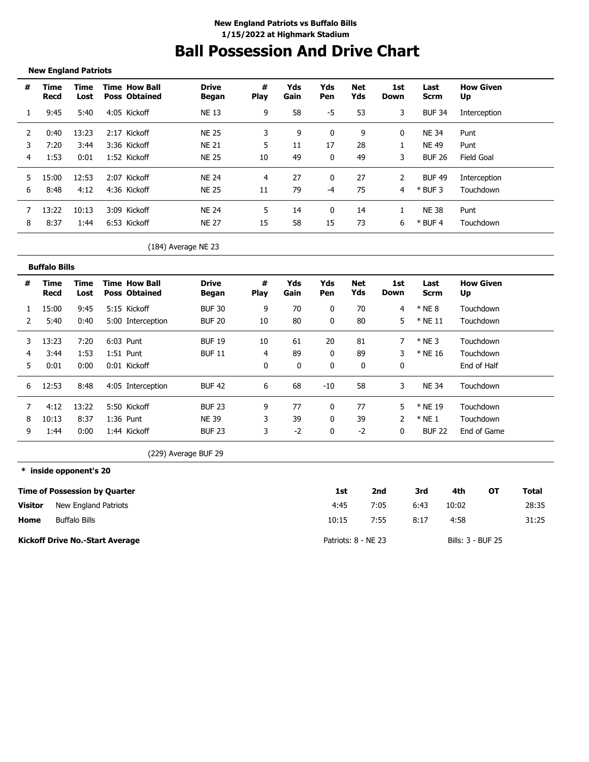**New England Patriots vs Buffalo Bills**
**1/15/2022 at Highmark Stadium**

# Ball Possession And Drive Chart

**New England Patriots**

| # | Time Recd | Time Lost | Time Poss | How Ball Obtained | Drive Began | # Play | Yds Gain | Yds Pen | Net Yds | 1st Down | Last Scrm | How Given Up |
|---|---|---|---|---|---|---|---|---|---|---|---|---|
| 1 | 9:45 | 5:40 | 4:05 | Kickoff | NE 13 | 9 | 58 | -5 | 53 | 3 | BUF 34 | Interception |
| 2 | 0:40 | 13:23 | 2:17 | Kickoff | NE 25 | 3 | 9 | 0 | 9 | 0 | NE 34 | Punt |
| 3 | 7:20 | 3:44 | 3:36 | Kickoff | NE 21 | 5 | 11 | 17 | 28 | 1 | NE 49 | Punt |
| 4 | 1:53 | 0:01 | 1:52 | Kickoff | NE 25 | 10 | 49 | 0 | 49 | 3 | BUF 26 | Field Goal |
| 5 | 15:00 | 12:53 | 2:07 | Kickoff | NE 24 | 4 | 27 | 0 | 27 | 2 | BUF 49 | Interception |
| 6 | 8:48 | 4:12 | 4:36 | Kickoff | NE 25 | 11 | 79 | -4 | 75 | 4 | * BUF 3 | Touchdown |
| 7 | 13:22 | 10:13 | 3:09 | Kickoff | NE 24 | 5 | 14 | 0 | 14 | 1 | NE 38 | Punt |
| 8 | 8:37 | 1:44 | 6:53 | Kickoff | NE 27 | 15 | 58 | 15 | 73 | 6 | * BUF 4 | Touchdown |

(184) Average NE 23

**Buffalo Bills**

| # | Time Recd | Time Lost | Time Poss | How Ball Obtained | Drive Began | # Play | Yds Gain | Yds Pen | Net Yds | 1st Down | Last Scrm | How Given Up |
|---|---|---|---|---|---|---|---|---|---|---|---|---|
| 1 | 15:00 | 9:45 | 5:15 | Kickoff | BUF 30 | 9 | 70 | 0 | 70 | 4 | * NE 8 | Touchdown |
| 2 | 5:40 | 0:40 | 5:00 | Interception | BUF 20 | 10 | 80 | 0 | 80 | 5 | * NE 11 | Touchdown |
| 3 | 13:23 | 7:20 | 6:03 | Punt | BUF 19 | 10 | 61 | 20 | 81 | 7 | * NE 3 | Touchdown |
| 4 | 3:44 | 1:53 | 1:51 | Punt | BUF 11 | 4 | 89 | 0 | 89 | 3 | * NE 16 | Touchdown |
| 5 | 0:01 | 0:00 | 0:01 | Kickoff | | 0 | 0 | 0 | 0 | 0 | | End of Half |
| 6 | 12:53 | 8:48 | 4:05 | Interception | BUF 42 | 6 | 68 | -10 | 58 | 3 | NE 34 | Touchdown |
| 7 | 4:12 | 13:22 | 5:50 | Kickoff | BUF 23 | 9 | 77 | 0 | 77 | 5 | * NE 19 | Touchdown |
| 8 | 10:13 | 8:37 | 1:36 | Punt | NE 39 | 3 | 39 | 0 | 39 | 2 | * NE 1 | Touchdown |
| 9 | 1:44 | 0:00 | 1:44 | Kickoff | BUF 23 | 3 | -2 | 0 | -2 | 0 | BUF 22 | End of Game |

(229) Average BUF 29

**\* inside opponent's 20**

| Time of Possession by Quarter | | 1st | 2nd | 3rd | 4th | OT | Total |
|---|---|---|---|---|---|---|---|
| **Visitor** | New England Patriots | 4:45 | 7:05 | 6:43 | 10:02 | | 28:35 |
| **Home** | Buffalo Bills | 10:15 | 7:55 | 8:17 | 4:58 | | 31:25 |

**Kickoff Drive No.-Start Average** — Patriots: 8 - NE 23 — Bills: 3 - BUF 25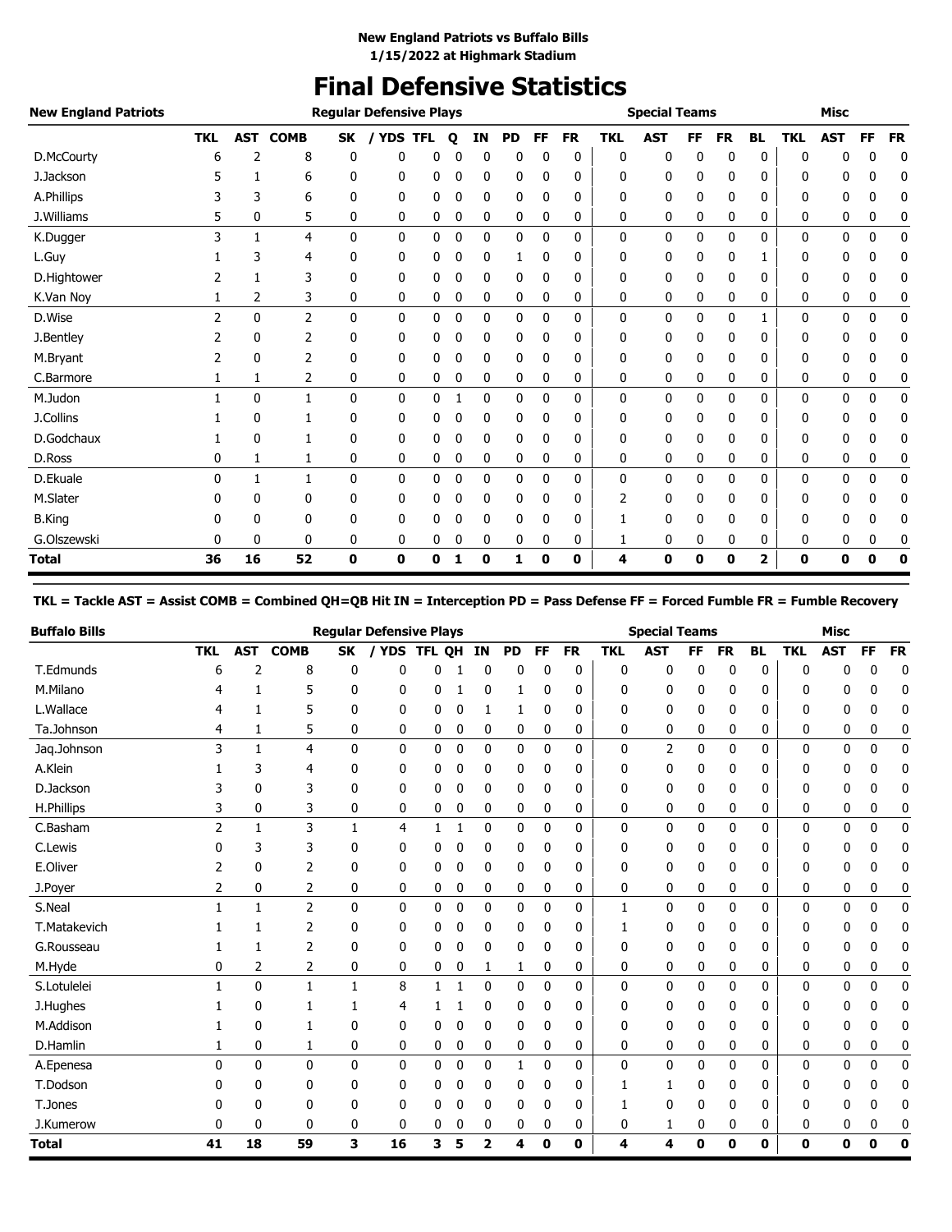**New England Patriots vs Buffalo Bills**
**1/15/2022 at Highmark Stadium**

# Final Defensive Statistics

| New England Patriots | Regular Defensive Plays | | | | | | | | | | | Special Teams | | | | | Misc | | | |
|---|---|---|---|---|---|---|---|---|---|---|---|---|---|---|---|---|---|---|---|---|
| | TKL | AST | COMB | SK | / YDS | TFL | Q | IN | PD | FF | FR | TKL | AST | FF | FR | BL | TKL | AST | FF | FR |
| D.McCourty | 6 | 2 | 8 | 0 | 0 | 0 | 0 | 0 | 0 | 0 | 0 | 0 | 0 | 0 | 0 | 0 | 0 | 0 | 0 | 0 |
| J.Jackson | 5 | 1 | 6 | 0 | 0 | 0 | 0 | 0 | 0 | 0 | 0 | 0 | 0 | 0 | 0 | 0 | 0 | 0 | 0 | 0 |
| A.Phillips | 3 | 3 | 6 | 0 | 0 | 0 | 0 | 0 | 0 | 0 | 0 | 0 | 0 | 0 | 0 | 0 | 0 | 0 | 0 | 0 |
| J.Williams | 5 | 0 | 5 | 0 | 0 | 0 | 0 | 0 | 0 | 0 | 0 | 0 | 0 | 0 | 0 | 0 | 0 | 0 | 0 | 0 |
| K.Dugger | 3 | 1 | 4 | 0 | 0 | 0 | 0 | 0 | 0 | 0 | 0 | 0 | 0 | 0 | 0 | 0 | 0 | 0 | 0 | 0 |
| L.Guy | 1 | 3 | 4 | 0 | 0 | 0 | 0 | 0 | 1 | 0 | 0 | 0 | 0 | 0 | 0 | 1 | 0 | 0 | 0 | 0 |
| D.Hightower | 2 | 1 | 3 | 0 | 0 | 0 | 0 | 0 | 0 | 0 | 0 | 0 | 0 | 0 | 0 | 0 | 0 | 0 | 0 | 0 |
| K.Van Noy | 1 | 2 | 3 | 0 | 0 | 0 | 0 | 0 | 0 | 0 | 0 | 0 | 0 | 0 | 0 | 0 | 0 | 0 | 0 | 0 |
| D.Wise | 2 | 0 | 2 | 0 | 0 | 0 | 0 | 0 | 0 | 0 | 0 | 0 | 0 | 0 | 0 | 1 | 0 | 0 | 0 | 0 |
| J.Bentley | 2 | 0 | 2 | 0 | 0 | 0 | 0 | 0 | 0 | 0 | 0 | 0 | 0 | 0 | 0 | 0 | 0 | 0 | 0 | 0 |
| M.Bryant | 2 | 0 | 2 | 0 | 0 | 0 | 0 | 0 | 0 | 0 | 0 | 0 | 0 | 0 | 0 | 0 | 0 | 0 | 0 | 0 |
| C.Barmore | 1 | 1 | 2 | 0 | 0 | 0 | 0 | 0 | 0 | 0 | 0 | 0 | 0 | 0 | 0 | 0 | 0 | 0 | 0 | 0 |
| M.Judon | 1 | 0 | 1 | 0 | 0 | 0 | 1 | 0 | 0 | 0 | 0 | 0 | 0 | 0 | 0 | 0 | 0 | 0 | 0 | 0 |
| J.Collins | 1 | 0 | 1 | 0 | 0 | 0 | 0 | 0 | 0 | 0 | 0 | 0 | 0 | 0 | 0 | 0 | 0 | 0 | 0 | 0 |
| D.Godchaux | 1 | 0 | 1 | 0 | 0 | 0 | 0 | 0 | 0 | 0 | 0 | 0 | 0 | 0 | 0 | 0 | 0 | 0 | 0 | 0 |
| D.Ross | 0 | 1 | 1 | 0 | 0 | 0 | 0 | 0 | 0 | 0 | 0 | 0 | 0 | 0 | 0 | 0 | 0 | 0 | 0 | 0 |
| D.Ekuale | 0 | 1 | 1 | 0 | 0 | 0 | 0 | 0 | 0 | 0 | 0 | 0 | 0 | 0 | 0 | 0 | 0 | 0 | 0 | 0 |
| M.Slater | 0 | 0 | 0 | 0 | 0 | 0 | 0 | 0 | 0 | 0 | 0 | 2 | 0 | 0 | 0 | 0 | 0 | 0 | 0 | 0 |
| B.King | 0 | 0 | 0 | 0 | 0 | 0 | 0 | 0 | 0 | 0 | 0 | 1 | 0 | 0 | 0 | 0 | 0 | 0 | 0 | 0 |
| G.Olszewski | 0 | 0 | 0 | 0 | 0 | 0 | 0 | 0 | 0 | 0 | 0 | 1 | 0 | 0 | 0 | 0 | 0 | 0 | 0 | 0 |
| **Total** | **36** | **16** | **52** | **0** | **0** | **0** | **1** | **0** | **1** | **0** | **0** | **4** | **0** | **0** | **0** | **2** | **0** | **0** | **0** | **0** |

**TKL = Tackle AST = Assist COMB = Combined QH=QB Hit IN = Interception PD = Pass Defense FF = Forced Fumble FR = Fumble Recovery**

| Buffalo Bills | Regular Defensive Plays | | | | | | | | | | | Special Teams | | | | | Misc | | | |
|---|---|---|---|---|---|---|---|---|---|---|---|---|---|---|---|---|---|---|---|---|
| | TKL | AST | COMB | SK | / YDS | TFL | QH | IN | PD | FF | FR | TKL | AST | FF | FR | BL | TKL | AST | FF | FR |
| T.Edmunds | 6 | 2 | 8 | 0 | 0 | 0 | 1 | 0 | 0 | 0 | 0 | 0 | 0 | 0 | 0 | 0 | 0 | 0 | 0 | 0 |
| M.Milano | 4 | 1 | 5 | 0 | 0 | 0 | 1 | 0 | 1 | 0 | 0 | 0 | 0 | 0 | 0 | 0 | 0 | 0 | 0 | 0 |
| L.Wallace | 4 | 1 | 5 | 0 | 0 | 0 | 0 | 1 | 1 | 0 | 0 | 0 | 0 | 0 | 0 | 0 | 0 | 0 | 0 | 0 |
| Ta.Johnson | 4 | 1 | 5 | 0 | 0 | 0 | 0 | 0 | 0 | 0 | 0 | 0 | 0 | 0 | 0 | 0 | 0 | 0 | 0 | 0 |
| Jaq.Johnson | 3 | 1 | 4 | 0 | 0 | 0 | 0 | 0 | 0 | 0 | 0 | 0 | 2 | 0 | 0 | 0 | 0 | 0 | 0 | 0 |
| A.Klein | 1 | 3 | 4 | 0 | 0 | 0 | 0 | 0 | 0 | 0 | 0 | 0 | 0 | 0 | 0 | 0 | 0 | 0 | 0 | 0 |
| D.Jackson | 3 | 0 | 3 | 0 | 0 | 0 | 0 | 0 | 0 | 0 | 0 | 0 | 0 | 0 | 0 | 0 | 0 | 0 | 0 | 0 |
| H.Phillips | 3 | 0 | 3 | 0 | 0 | 0 | 0 | 0 | 0 | 0 | 0 | 0 | 0 | 0 | 0 | 0 | 0 | 0 | 0 | 0 |
| C.Basham | 2 | 1 | 3 | 1 | 4 | 1 | 1 | 0 | 0 | 0 | 0 | 0 | 0 | 0 | 0 | 0 | 0 | 0 | 0 | 0 |
| C.Lewis | 0 | 3 | 3 | 0 | 0 | 0 | 0 | 0 | 0 | 0 | 0 | 0 | 0 | 0 | 0 | 0 | 0 | 0 | 0 | 0 |
| E.Oliver | 2 | 0 | 2 | 0 | 0 | 0 | 0 | 0 | 0 | 0 | 0 | 0 | 0 | 0 | 0 | 0 | 0 | 0 | 0 | 0 |
| J.Poyer | 2 | 0 | 2 | 0 | 0 | 0 | 0 | 0 | 0 | 0 | 0 | 0 | 0 | 0 | 0 | 0 | 0 | 0 | 0 | 0 |
| S.Neal | 1 | 1 | 2 | 0 | 0 | 0 | 0 | 0 | 0 | 0 | 0 | 1 | 0 | 0 | 0 | 0 | 0 | 0 | 0 | 0 |
| T.Matakevich | 1 | 1 | 2 | 0 | 0 | 0 | 0 | 0 | 0 | 0 | 0 | 1 | 0 | 0 | 0 | 0 | 0 | 0 | 0 | 0 |
| G.Rousseau | 1 | 1 | 2 | 0 | 0 | 0 | 0 | 0 | 0 | 0 | 0 | 0 | 0 | 0 | 0 | 0 | 0 | 0 | 0 | 0 |
| M.Hyde | 0 | 2 | 2 | 0 | 0 | 0 | 0 | 1 | 1 | 0 | 0 | 0 | 0 | 0 | 0 | 0 | 0 | 0 | 0 | 0 |
| S.Lotulelei | 1 | 0 | 1 | 1 | 8 | 1 | 1 | 0 | 0 | 0 | 0 | 0 | 0 | 0 | 0 | 0 | 0 | 0 | 0 | 0 |
| J.Hughes | 1 | 0 | 1 | 1 | 4 | 1 | 1 | 0 | 0 | 0 | 0 | 0 | 0 | 0 | 0 | 0 | 0 | 0 | 0 | 0 |
| M.Addison | 1 | 0 | 1 | 0 | 0 | 0 | 0 | 0 | 0 | 0 | 0 | 0 | 0 | 0 | 0 | 0 | 0 | 0 | 0 | 0 |
| D.Hamlin | 1 | 0 | 1 | 0 | 0 | 0 | 0 | 0 | 0 | 0 | 0 | 0 | 0 | 0 | 0 | 0 | 0 | 0 | 0 | 0 |
| A.Epenesa | 0 | 0 | 0 | 0 | 0 | 0 | 0 | 0 | 1 | 0 | 0 | 0 | 0 | 0 | 0 | 0 | 0 | 0 | 0 | 0 |
| T.Dodson | 0 | 0 | 0 | 0 | 0 | 0 | 0 | 0 | 0 | 0 | 0 | 1 | 1 | 0 | 0 | 0 | 0 | 0 | 0 | 0 |
| T.Jones | 0 | 0 | 0 | 0 | 0 | 0 | 0 | 0 | 0 | 0 | 0 | 1 | 0 | 0 | 0 | 0 | 0 | 0 | 0 | 0 |
| J.Kumerow | 0 | 0 | 0 | 0 | 0 | 0 | 0 | 0 | 0 | 0 | 0 | 0 | 1 | 0 | 0 | 0 | 0 | 0 | 0 | 0 |
| **Total** | **41** | **18** | **59** | **3** | **16** | **3** | **5** | **2** | **4** | **0** | **0** | **4** | **4** | **0** | **0** | **0** | **0** | **0** | **0** | **0** |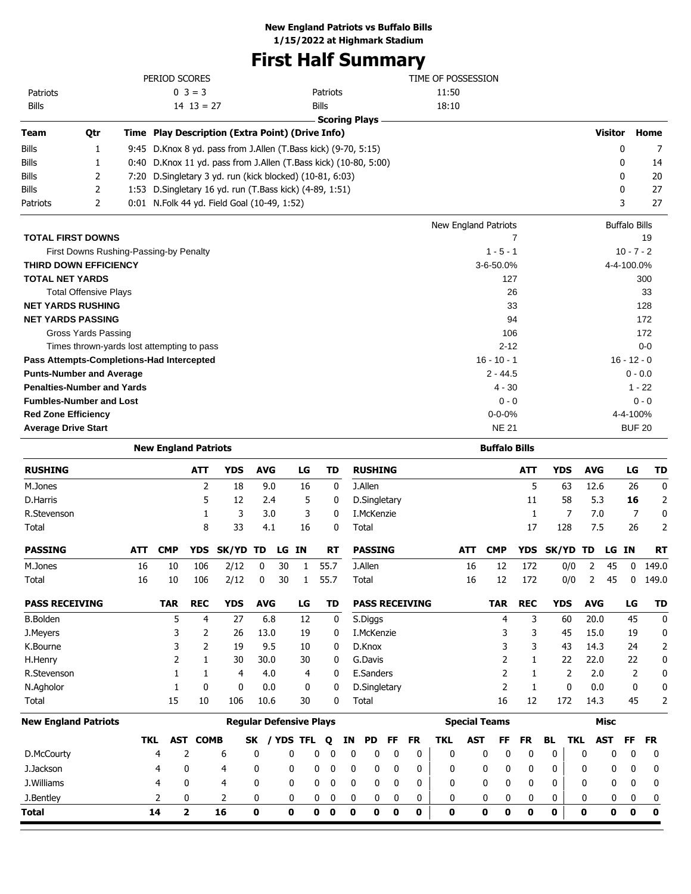**New England Patriots vs Buffalo Bills**
**1/15/2022 at Highmark Stadium**

# First Half Summary

| PERIOD SCORES | | | TIME OF POSSESSION | |
|---|---|---|---|---|
| Patriots | 0 3 = 3 | | Patriots | 11:50 |
| Bills | 14 13 = 27 | | Bills | 18:10 |

**Scoring Plays**

| Team | Qtr | Time | Play Description (Extra Point) (Drive Info) | Visitor | Home |
|---|---|---|---|---|---|
| Bills | 1 | 9:45 | D.Knox 8 yd. pass from J.Allen (T.Bass kick) (9-70, 5:15) | 0 | 7 |
| Bills | 1 | 0:40 | D.Knox 11 yd. pass from J.Allen (T.Bass kick) (10-80, 5:00) | 0 | 14 |
| Bills | 2 | 7:20 | D.Singletary 3 yd. run (kick blocked) (10-81, 6:03) | 0 | 20 |
| Bills | 2 | 1:53 | D.Singletary 16 yd. run (T.Bass kick) (4-89, 1:51) | 0 | 27 |
| Patriots | 2 | 0:01 | N.Folk 44 yd. Field Goal (10-49, 1:52) | 3 | 27 |

| | New England Patriots | Buffalo Bills |
|---|---|---|
| **TOTAL FIRST DOWNS** | 7 | 19 |
| First Downs Rushing-Passing-by Penalty | 1 - 5 - 1 | 10 - 7 - 2 |
| **THIRD DOWN EFFICIENCY** | 3-6-50.0% | 4-4-100.0% |
| **TOTAL NET YARDS** | 127 | 300 |
| Total Offensive Plays | 26 | 33 |
| **NET YARDS RUSHING** | 33 | 128 |
| **NET YARDS PASSING** | 94 | 172 |
| Gross Yards Passing | 106 | 172 |
| Times thrown-yards lost attempting to pass | 2-12 | 0-0 |
| **Pass Attempts-Completions-Had Intercepted** | 16 - 10 - 1 | 16 - 12 - 0 |
| **Punts-Number and Average** | 2 - 44.5 | 0 - 0.0 |
| **Penalties-Number and Yards** | 4 - 30 | 1 - 22 |
| **Fumbles-Number and Lost** | 0 - 0 | 0 - 0 |
| **Red Zone Efficiency** | 0-0-0% | 4-4-100% |
| **Average Drive Start** | NE 21 | BUF 20 |

## New England Patriots

| RUSHING | ATT | YDS | AVG | LG | TD |
|---|---|---|---|---|---|
| M.Jones | 2 | 18 | 9.0 | 16 | 0 |
| D.Harris | 5 | 12 | 2.4 | 5 | 0 |
| R.Stevenson | 1 | 3 | 3.0 | 3 | 0 |
| Total | 8 | 33 | 4.1 | 16 | 0 |

| PASSING | ATT | CMP | YDS | SK/YD | TD | LG | IN | RT |
|---|---|---|---|---|---|---|---|---|
| M.Jones | 16 | 10 | 106 | 2/12 | 0 | 30 | 1 | 55.7 |
| Total | 16 | 10 | 106 | 2/12 | 0 | 30 | 1 | 55.7 |

| PASS RECEIVING | TAR | REC | YDS | AVG | LG | TD |
|---|---|---|---|---|---|---|
| B.Bolden | 5 | 4 | 27 | 6.8 | 12 | 0 |
| J.Meyers | 3 | 2 | 26 | 13.0 | 19 | 0 |
| K.Bourne | 3 | 2 | 19 | 9.5 | 10 | 0 |
| H.Henry | 2 | 1 | 30 | 30.0 | 30 | 0 |
| R.Stevenson | 1 | 1 | 4 | 4.0 | 4 | 0 |
| N.Agholor | 1 | 0 | 0 | 0.0 | 0 | 0 |
| Total | 15 | 10 | 106 | 10.6 | 30 | 0 |

## Buffalo Bills

| RUSHING | ATT | YDS | AVG | LG | TD |
|---|---|---|---|---|---|
| J.Allen | 5 | 63 | 12.6 | 26 | 0 |
| D.Singletary | 11 | 58 | 5.3 | **16** | 2 |
| I.McKenzie | 1 | 7 | 7.0 | 7 | 0 |
| Total | 17 | 128 | 7.5 | 26 | 2 |

| PASSING | ATT | CMP | YDS | SK/YD | TD | LG | IN | RT |
|---|---|---|---|---|---|---|---|---|
| J.Allen | 16 | 12 | 172 | 0/0 | 2 | 45 | 0 | 149.0 |
| Total | 16 | 12 | 172 | 0/0 | 2 | 45 | 0 | 149.0 |

| PASS RECEIVING | TAR | REC | YDS | AVG | LG | TD |
|---|---|---|---|---|---|---|
| S.Diggs | 4 | 3 | 60 | 20.0 | 45 | 0 |
| I.McKenzie | 3 | 3 | 45 | 15.0 | 19 | 0 |
| D.Knox | 3 | 3 | 43 | 14.3 | 24 | 2 |
| G.Davis | 2 | 1 | 22 | 22.0 | 22 | 0 |
| E.Sanders | 2 | 1 | 2 | 2.0 | 2 | 0 |
| D.Singletary | 2 | 1 | 0 | 0.0 | 0 | 0 |
| Total | 16 | 12 | 172 | 14.3 | 45 | 2 |

## New England Patriots — Defense

| | Regular Defensive Plays | | | | | | | | | | | | Special Teams | | | | | Misc | | | |
|---|---|---|---|---|---|---|---|---|---|---|---|---|---|---|---|---|---|---|---|---|---|
| | TKL | AST | COMB | SK | / YDS | TFL | Q | IN | PD | FF | FR | TKL | AST | FF | FR | BL | TKL | AST | FF | FR |
| D.McCourty | 4 | 2 | 6 | 0 | 0 | 0 | 0 | 0 | 0 | 0 | 0 | 0 | 0 | 0 | 0 | 0 | 0 | 0 | 0 | 0 |
| J.Jackson | 4 | 0 | 4 | 0 | 0 | 0 | 0 | 0 | 0 | 0 | 0 | 0 | 0 | 0 | 0 | 0 | 0 | 0 | 0 | 0 |
| J.Williams | 4 | 0 | 4 | 0 | 0 | 0 | 0 | 0 | 0 | 0 | 0 | 0 | 0 | 0 | 0 | 0 | 0 | 0 | 0 | 0 |
| J.Bentley | 2 | 0 | 2 | 0 | 0 | 0 | 0 | 0 | 0 | 0 | 0 | 0 | 0 | 0 | 0 | 0 | 0 | 0 | 0 | 0 |
| **Total** | **14** | **2** | **16** | **0** | **0** | **0** | **0** | **0** | **0** | **0** | **0** | **0** | **0** | **0** | **0** | **0** | **0** | **0** | **0** | **0** |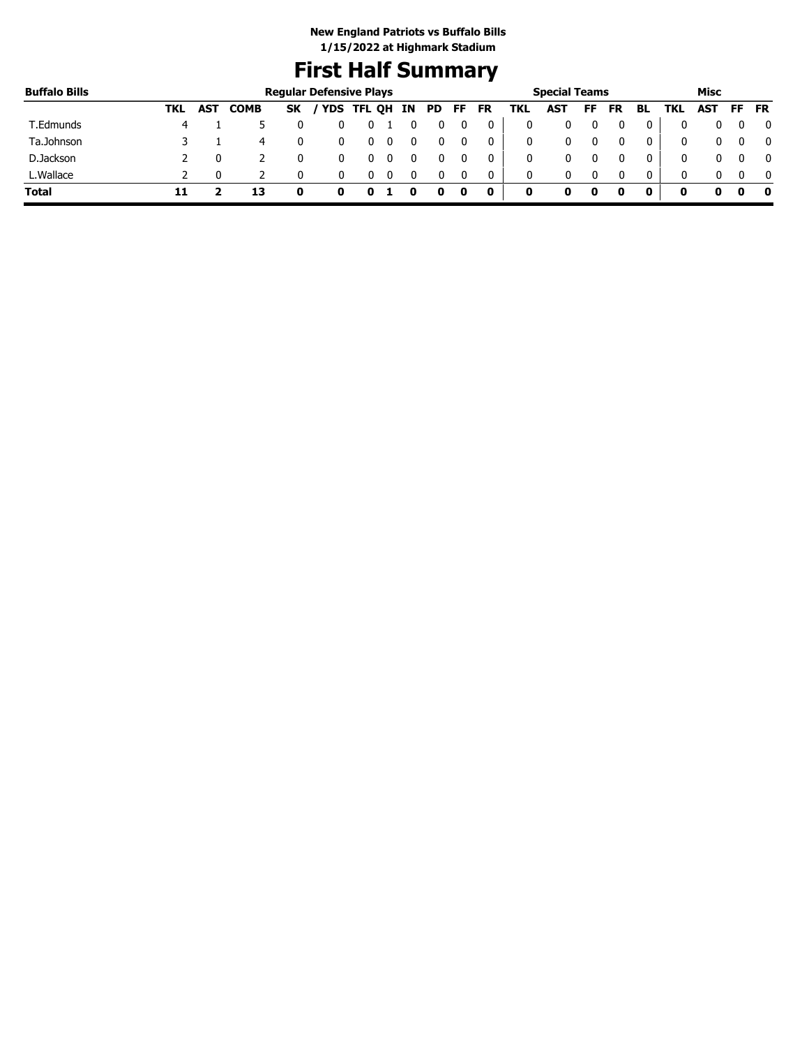**New England Patriots vs Buffalo Bills**
**1/15/2022 at Highmark Stadium**

# First Half Summary

| Buffalo Bills | Regular Defensive Plays | | | | | | | | | | | Special Teams | | | | | | Misc | | | |
|---|---|---|---|---|---|---|---|---|---|---|---|---|---|---|---|---|---|---|---|---|---|
| | TKL | AST | COMB | SK | / YDS | TFL | QH | IN | PD | FF | FR | TKL | AST | FF | FR | BL | TKL | AST | FF | FR |
| T.Edmunds | 4 | 1 | 5 | 0 | 0 | 0 | 1 | 0 | 0 | 0 | 0 | 0 | 0 | 0 | 0 | 0 | 0 | 0 | 0 | 0 |
| Ta.Johnson | 3 | 1 | 4 | 0 | 0 | 0 | 0 | 0 | 0 | 0 | 0 | 0 | 0 | 0 | 0 | 0 | 0 | 0 | 0 | 0 |
| D.Jackson | 2 | 0 | 2 | 0 | 0 | 0 | 0 | 0 | 0 | 0 | 0 | 0 | 0 | 0 | 0 | 0 | 0 | 0 | 0 | 0 |
| L.Wallace | 2 | 0 | 2 | 0 | 0 | 0 | 0 | 0 | 0 | 0 | 0 | 0 | 0 | 0 | 0 | 0 | 0 | 0 | 0 | 0 |
| **Total** | **11** | **2** | **13** | **0** | **0** | **0** | **1** | **0** | **0** | **0** | **0** | **0** | **0** | **0** | **0** | **0** | **0** | **0** | **0** | **0** |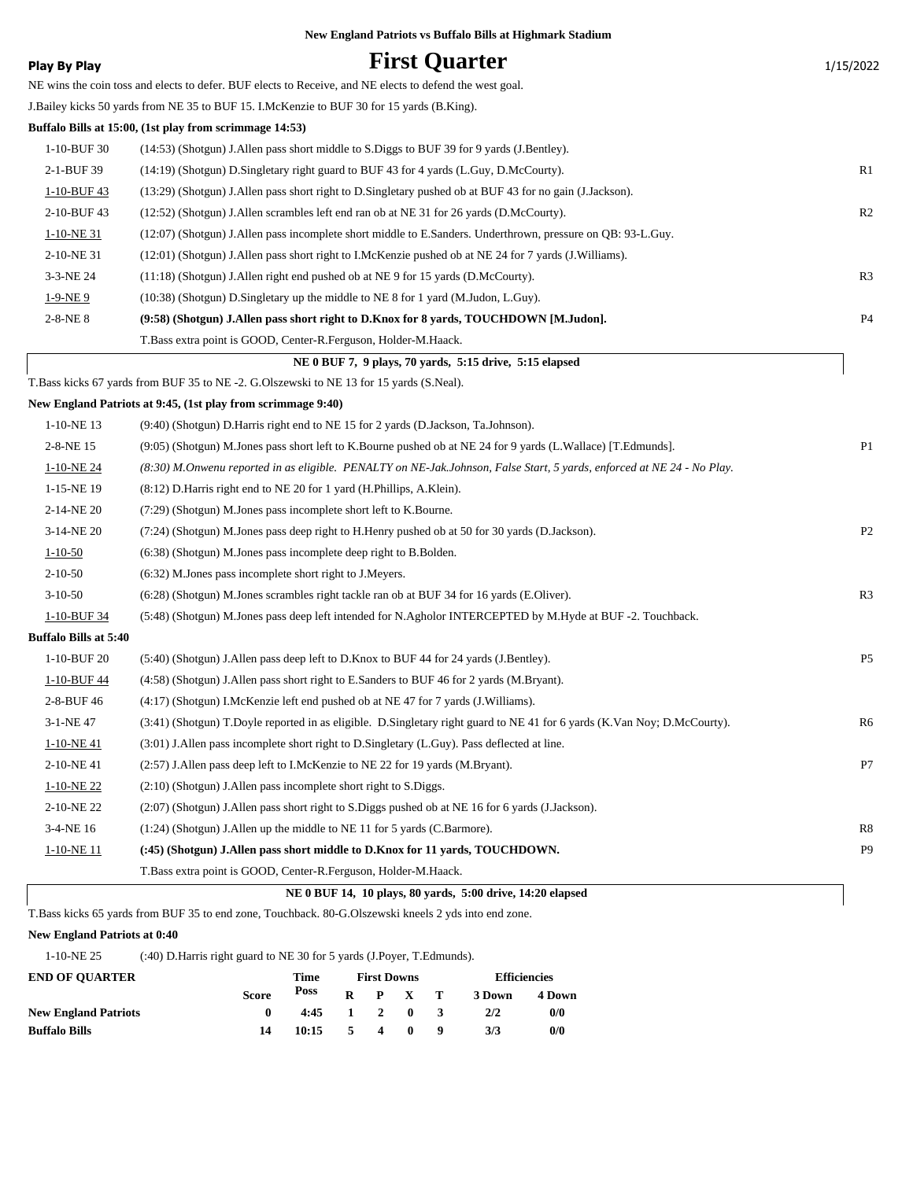**New England Patriots vs Buffalo Bills at Highmark Stadium**

**Play By Play**

# First Quarter

1/15/2022

NE wins the coin toss and elects to defer. BUF elects to Receive, and NE elects to defend the west goal.

J.Bailey kicks 50 yards from NE 35 to BUF 15. I.McKenzie to BUF 30 for 15 yards (B.King).

**Buffalo Bills at 15:00, (1st play from scrimmage 14:53)**

| Down | Play | |
|---|---|---|
| 1-10-BUF 30 | (14:53) (Shotgun) J.Allen pass short middle to S.Diggs to BUF 39 for 9 yards (J.Bentley). | |
| 2-1-BUF 39 | (14:19) (Shotgun) D.Singletary right guard to BUF 43 for 4 yards (L.Guy, D.McCourty). | R1 |
| 1-10-BUF 43 | (13:29) (Shotgun) J.Allen pass short right to D.Singletary pushed ob at BUF 43 for no gain (J.Jackson). | |
| 2-10-BUF 43 | (12:52) (Shotgun) J.Allen scrambles left end ran ob at NE 31 for 26 yards (D.McCourty). | R2 |
| 1-10-NE 31 | (12:07) (Shotgun) J.Allen pass incomplete short middle to E.Sanders. Underthrown, pressure on QB: 93-L.Guy. | |
| 2-10-NE 31 | (12:01) (Shotgun) J.Allen pass short right to I.McKenzie pushed ob at NE 24 for 7 yards (J.Williams). | |
| 3-3-NE 24 | (11:18) (Shotgun) J.Allen right end pushed ob at NE 9 for 15 yards (D.McCourty). | R3 |
| 1-9-NE 9 | (10:38) (Shotgun) D.Singletary up the middle to NE 8 for 1 yard (M.Judon, L.Guy). | |
| 2-8-NE 8 | **(9:58) (Shotgun) J.Allen pass short right to D.Knox for 8 yards, TOUCHDOWN [M.Judon].** | P4 |
| | T.Bass extra point is GOOD, Center-R.Ferguson, Holder-M.Haack. | |

**NE 0 BUF 7, 9 plays, 70 yards, 5:15 drive, 5:15 elapsed**

T.Bass kicks 67 yards from BUF 35 to NE -2. G.Olszewski to NE 13 for 15 yards (S.Neal).

**New England Patriots at 9:45, (1st play from scrimmage 9:40)**

| Down | Play | |
|---|---|---|
| 1-10-NE 13 | (9:40) (Shotgun) D.Harris right end to NE 15 for 2 yards (D.Jackson, Ta.Johnson). | |
| 2-8-NE 15 | (9:05) (Shotgun) M.Jones pass short left to K.Bourne pushed ob at NE 24 for 9 yards (L.Wallace) [T.Edmunds]. | P1 |
| 1-10-NE 24 | *(8:30) M.Onwenu reported in as eligible. PENALTY on NE-Jak.Johnson, False Start, 5 yards, enforced at NE 24 - No Play.* | |
| 1-15-NE 19 | (8:12) D.Harris right end to NE 20 for 1 yard (H.Phillips, A.Klein). | |
| 2-14-NE 20 | (7:29) (Shotgun) M.Jones pass incomplete short left to K.Bourne. | |
| 3-14-NE 20 | (7:24) (Shotgun) M.Jones pass deep right to H.Henry pushed ob at 50 for 30 yards (D.Jackson). | P2 |
| 1-10-50 | (6:38) (Shotgun) M.Jones pass incomplete deep right to B.Bolden. | |
| 2-10-50 | (6:32) M.Jones pass incomplete short right to J.Meyers. | |
| 3-10-50 | (6:28) (Shotgun) M.Jones scrambles right tackle ran ob at BUF 34 for 16 yards (E.Oliver). | R3 |
| 1-10-BUF 34 | (5:48) (Shotgun) M.Jones pass deep left intended for N.Agholor INTERCEPTED by M.Hyde at BUF -2. Touchback. | |

**Buffalo Bills at 5:40**

| Down | Play | |
|---|---|---|
| 1-10-BUF 20 | (5:40) (Shotgun) J.Allen pass deep left to D.Knox to BUF 44 for 24 yards (J.Bentley). | P5 |
| 1-10-BUF 44 | (4:58) (Shotgun) J.Allen pass short right to E.Sanders to BUF 46 for 2 yards (M.Bryant). | |
| 2-8-BUF 46 | (4:17) (Shotgun) I.McKenzie left end pushed ob at NE 47 for 7 yards (J.Williams). | |
| 3-1-NE 47 | (3:41) (Shotgun) T.Doyle reported in as eligible. D.Singletary right guard to NE 41 for 6 yards (K.Van Noy; D.McCourty). | R6 |
| 1-10-NE 41 | (3:01) J.Allen pass incomplete short right to D.Singletary (L.Guy). Pass deflected at line. | |
| 2-10-NE 41 | (2:57) J.Allen pass deep left to I.McKenzie to NE 22 for 19 yards (M.Bryant). | P7 |
| 1-10-NE 22 | (2:10) (Shotgun) J.Allen pass incomplete short right to S.Diggs. | |
| 2-10-NE 22 | (2:07) (Shotgun) J.Allen pass short right to S.Diggs pushed ob at NE 16 for 6 yards (J.Jackson). | |
| 3-4-NE 16 | (1:24) (Shotgun) J.Allen up the middle to NE 11 for 5 yards (C.Barmore). | R8 |
| 1-10-NE 11 | **(:45) (Shotgun) J.Allen pass short middle to D.Knox for 11 yards, TOUCHDOWN.** | P9 |
| | T.Bass extra point is GOOD, Center-R.Ferguson, Holder-M.Haack. | |

**NE 0 BUF 14, 10 plays, 80 yards, 5:00 drive, 14:20 elapsed**

T.Bass kicks 65 yards from BUF 35 to end zone, Touchback. 80-G.Olszewski kneels 2 yds into end zone.

**New England Patriots at 0:40**

| Down | Play |
|---|---|
| 1-10-NE 25 | (:40) D.Harris right guard to NE 30 for 5 yards (J.Poyer, T.Edmunds). |

| END OF QUARTER | Score | Time Poss | First Downs R | P | X | T | Efficiencies 3 Down | 4 Down |
|---|---|---|---|---|---|---|---|---|
| **New England Patriots** | 0 | 4:45 | 1 | 2 | 0 | 3 | 2/2 | 0/0 |
| **Buffalo Bills** | 14 | 10:15 | 5 | 4 | 0 | 9 | 3/3 | 0/0 |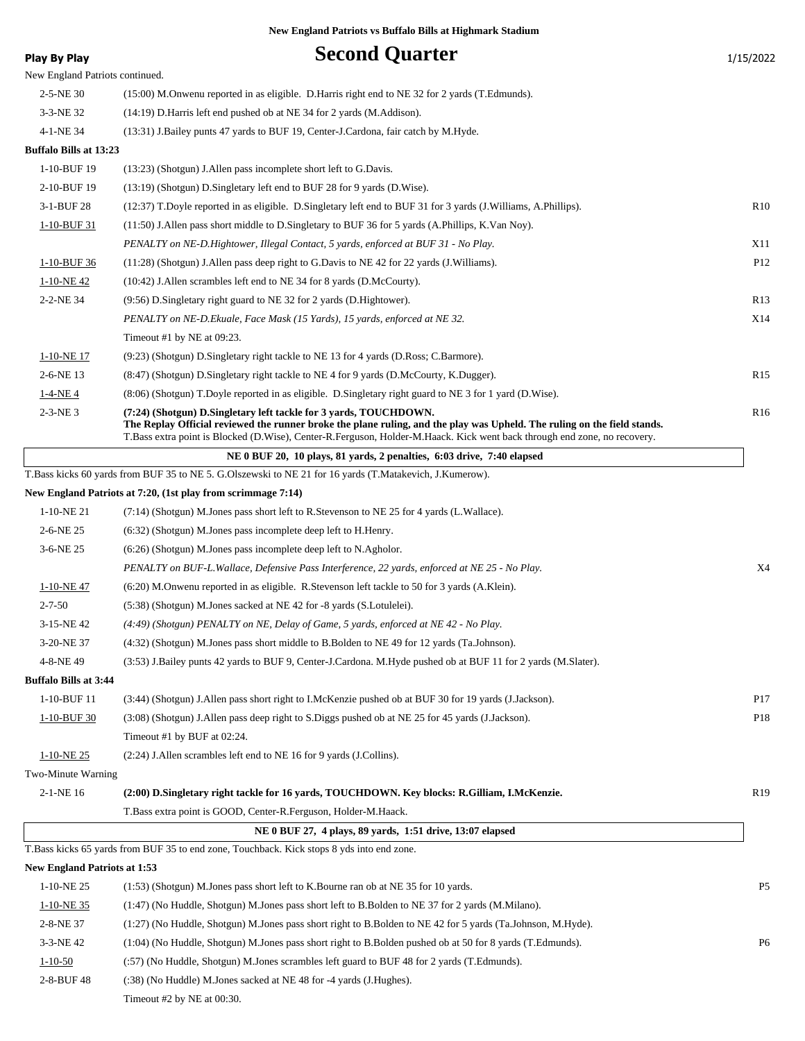**New England Patriots vs Buffalo Bills at Highmark Stadium**

**Play By Play**

# Second Quarter

1/15/2022

New England Patriots continued.

| Down | Play | |
|---|---|---|
| 2-5-NE 30 | (15:00) M.Onwenu reported in as eligible. D.Harris right end to NE 32 for 2 yards (T.Edmunds). | |
| 3-3-NE 32 | (14:19) D.Harris left end pushed ob at NE 34 for 2 yards (M.Addison). | |
| 4-1-NE 34 | (13:31) J.Bailey punts 47 yards to BUF 19, Center-J.Cardona, fair catch by M.Hyde. | |
| **Buffalo Bills at 13:23** | | |
| 1-10-BUF 19 | (13:23) (Shotgun) J.Allen pass incomplete short left to G.Davis. | |
| 2-10-BUF 19 | (13:19) (Shotgun) D.Singletary left end to BUF 28 for 9 yards (D.Wise). | |
| 3-1-BUF 28 | (12:37) T.Doyle reported in as eligible. D.Singletary left end to BUF 31 for 3 yards (J.Williams, A.Phillips). | R10 |
| 1-10-BUF 31 | (11:50) J.Allen pass short middle to D.Singletary to BUF 36 for 5 yards (A.Phillips, K.Van Noy). | |
| | *PENALTY on NE-D.Hightower, Illegal Contact, 5 yards, enforced at BUF 31 - No Play.* | X11 |
| 1-10-BUF 36 | (11:28) (Shotgun) J.Allen pass deep right to G.Davis to NE 42 for 22 yards (J.Williams). | P12 |
| 1-10-NE 42 | (10:42) J.Allen scrambles left end to NE 34 for 8 yards (D.McCourty). | |
| 2-2-NE 34 | (9:56) D.Singletary right guard to NE 32 for 2 yards (D.Hightower). | R13 |
| | *PENALTY on NE-D.Ekuale, Face Mask (15 Yards), 15 yards, enforced at NE 32.* | X14 |
| | Timeout #1 by NE at 09:23. | |
| 1-10-NE 17 | (9:23) (Shotgun) D.Singletary right tackle to NE 13 for 4 yards (D.Ross; C.Barmore). | |
| 2-6-NE 13 | (8:47) (Shotgun) D.Singletary right tackle to NE 4 for 9 yards (D.McCourty, K.Dugger). | R15 |
| 1-4-NE 4 | (8:06) (Shotgun) T.Doyle reported in as eligible. D.Singletary right guard to NE 3 for 1 yard (D.Wise). | |
| 2-3-NE 3 | **(7:24) (Shotgun) D.Singletary left tackle for 3 yards, TOUCHDOWN. The Replay Official reviewed the runner broke the plane ruling, and the play was Upheld. The ruling on the field stands.** T.Bass extra point is Blocked (D.Wise), Center-R.Ferguson, Holder-M.Haack. Kick went back through end zone, no recovery. | R16 |

**NE 0 BUF 20, 10 plays, 81 yards, 2 penalties, 6:03 drive, 7:40 elapsed**

T.Bass kicks 60 yards from BUF 35 to NE 5. G.Olszewski to NE 21 for 16 yards (T.Matakevich, J.Kumerow).

| Down | Play | |
|---|---|---|
| **New England Patriots at 7:20, (1st play from scrimmage 7:14)** | | |
| 1-10-NE 21 | (7:14) (Shotgun) M.Jones pass short left to R.Stevenson to NE 25 for 4 yards (L.Wallace). | |
| 2-6-NE 25 | (6:32) (Shotgun) M.Jones pass incomplete deep left to H.Henry. | |
| 3-6-NE 25 | (6:26) (Shotgun) M.Jones pass incomplete deep left to N.Agholor. | |
| | *PENALTY on BUF-L.Wallace, Defensive Pass Interference, 22 yards, enforced at NE 25 - No Play.* | X4 |
| 1-10-NE 47 | (6:20) M.Onwenu reported in as eligible. R.Stevenson left tackle to 50 for 3 yards (A.Klein). | |
| 2-7-50 | (5:38) (Shotgun) M.Jones sacked at NE 42 for -8 yards (S.Lotulelei). | |
| 3-15-NE 42 | *(4:49) (Shotgun) PENALTY on NE, Delay of Game, 5 yards, enforced at NE 42 - No Play.* | |
| 3-20-NE 37 | (4:32) (Shotgun) M.Jones pass short middle to B.Bolden to NE 49 for 12 yards (Ta.Johnson). | |
| 4-8-NE 49 | (3:53) J.Bailey punts 42 yards to BUF 9, Center-J.Cardona. M.Hyde pushed ob at BUF 11 for 2 yards (M.Slater). | |
| **Buffalo Bills at 3:44** | | |
| 1-10-BUF 11 | (3:44) (Shotgun) J.Allen pass short right to I.McKenzie pushed ob at BUF 30 for 19 yards (J.Jackson). | P17 |
| 1-10-BUF 30 | (3:08) (Shotgun) J.Allen pass deep right to S.Diggs pushed ob at NE 25 for 45 yards (J.Jackson). | P18 |
| | Timeout #1 by BUF at 02:24. | |
| 1-10-NE 25 | (2:24) J.Allen scrambles left end to NE 16 for 9 yards (J.Collins). | |
| Two-Minute Warning | | |
| 2-1-NE 16 | **(2:00) D.Singletary right tackle for 16 yards, TOUCHDOWN. Key blocks: R.Gilliam, I.McKenzie.** | R19 |
| | T.Bass extra point is GOOD, Center-R.Ferguson, Holder-M.Haack. | |

**NE 0 BUF 27, 4 plays, 89 yards, 1:51 drive, 13:07 elapsed**

T.Bass kicks 65 yards from BUF 35 to end zone, Touchback. Kick stops 8 yds into end zone.

| Down | Play | |
|---|---|---|
| **New England Patriots at 1:53** | | |
| 1-10-NE 25 | (1:53) (Shotgun) M.Jones pass short left to K.Bourne ran ob at NE 35 for 10 yards. | P5 |
| 1-10-NE 35 | (1:47) (No Huddle, Shotgun) M.Jones pass short left to B.Bolden to NE 37 for 2 yards (M.Milano). | |
| 2-8-NE 37 | (1:27) (No Huddle, Shotgun) M.Jones pass short right to B.Bolden to NE 42 for 5 yards (Ta.Johnson, M.Hyde). | |
| 3-3-NE 42 | (1:04) (No Huddle, Shotgun) M.Jones pass short right to B.Bolden pushed ob at 50 for 8 yards (T.Edmunds). | P6 |
| 1-10-50 | (:57) (No Huddle, Shotgun) M.Jones scrambles left guard to BUF 48 for 2 yards (T.Edmunds). | |
| 2-8-BUF 48 | (:38) (No Huddle) M.Jones sacked at NE 48 for -4 yards (J.Hughes). | |
| | Timeout #2 by NE at 00:30. | |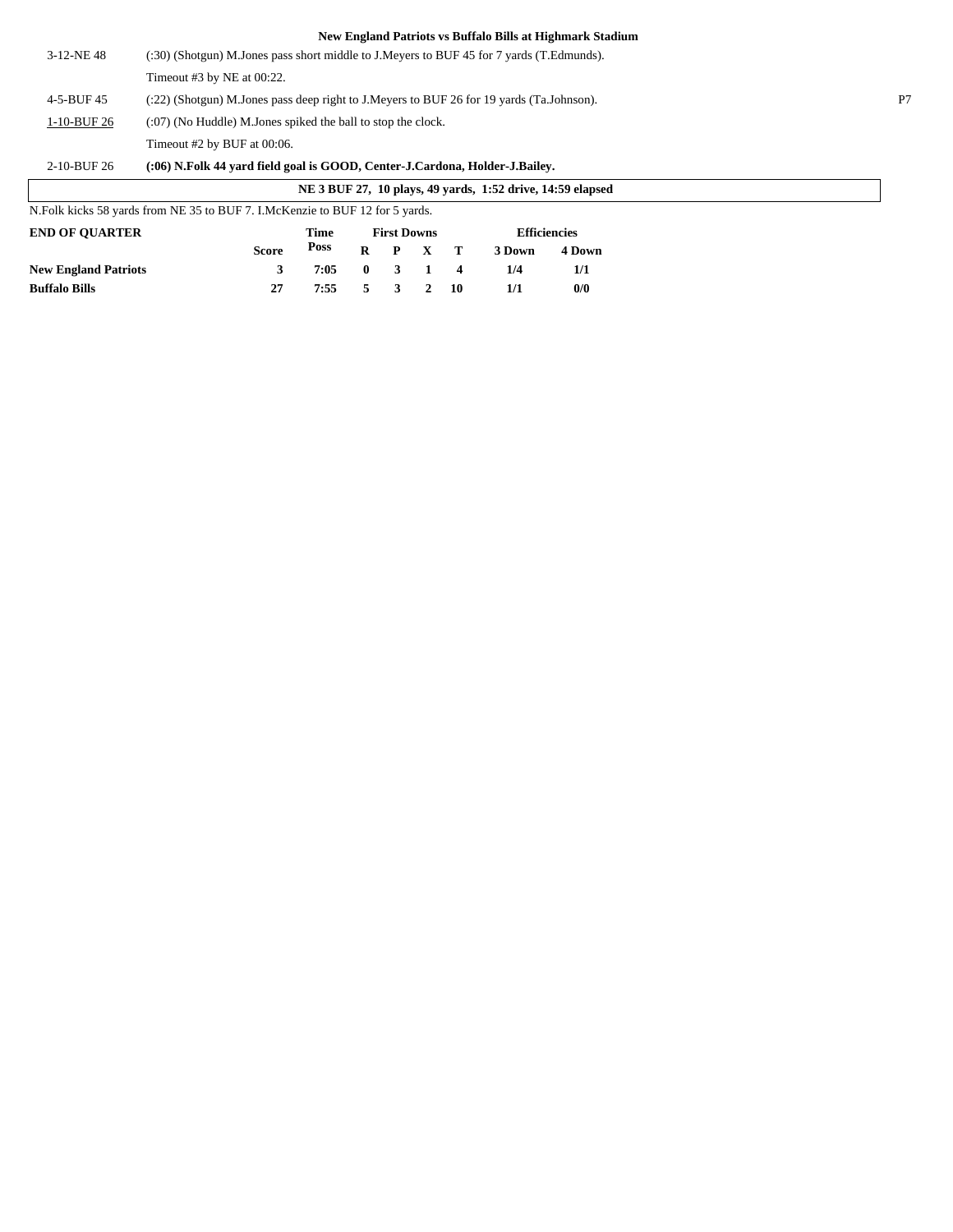**New England Patriots vs Buffalo Bills at Highmark Stadium**

| | | |
|---|---|---|
| 3-12-NE 48 | (:30) (Shotgun) M.Jones pass short middle to J.Meyers to BUF 45 for 7 yards (T.Edmunds). | |
| | Timeout #3 by NE at 00:22. | |
| 4-5-BUF 45 | (:22) (Shotgun) M.Jones pass deep right to J.Meyers to BUF 26 for 19 yards (Ta.Johnson). | P7 |
| 1-10-BUF 26 | (:07) (No Huddle) M.Jones spiked the ball to stop the clock. | |
| | Timeout #2 by BUF at 00:06. | |
| 2-10-BUF 26 | **(:06) N.Folk 44 yard field goal is GOOD, Center-J.Cardona, Holder-J.Bailey.** | |

**NE 3 BUF 27, 10 plays, 49 yards, 1:52 drive, 14:59 elapsed**

N.Folk kicks 58 yards from NE 35 to BUF 7. I.McKenzie to BUF 12 for 5 yards.

| END OF QUARTER | Score | Time Poss | First Downs R | P | X | T | Efficiencies 3 Down | 4 Down |
|---|---|---|---|---|---|---|---|---|
| **New England Patriots** | 3 | 7:05 | 0 | 3 | 1 | 4 | 1/4 | 1/1 |
| **Buffalo Bills** | 27 | 7:55 | 5 | 3 | 2 | 10 | 1/1 | 0/0 |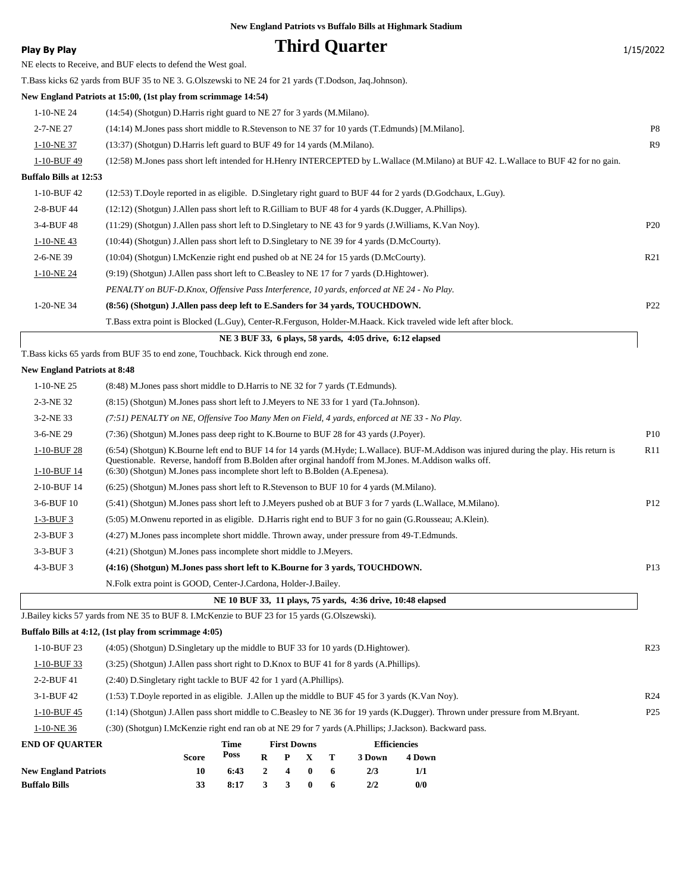**New England Patriots vs Buffalo Bills at Highmark Stadium**

**Play By Play** — **Third Quarter** — 1/15/2022

NE elects to Receive, and BUF elects to defend the West goal.

T.Bass kicks 62 yards from BUF 35 to NE 3. G.Olszewski to NE 24 for 21 yards (T.Dodson, Jaq.Johnson).

**New England Patriots at 15:00, (1st play from scrimmage 14:54)**

| Down | Play | |
|---|---|---|
| 1-10-NE 24 | (14:54) (Shotgun) D.Harris right guard to NE 27 for 3 yards (M.Milano). | |
| 2-7-NE 27 | (14:14) M.Jones pass short middle to R.Stevenson to NE 37 for 10 yards (T.Edmunds) [M.Milano]. | P8 |
| 1-10-NE 37 | (13:37) (Shotgun) D.Harris left guard to BUF 49 for 14 yards (M.Milano). | R9 |
| 1-10-BUF 49 | (12:58) M.Jones pass short left intended for H.Henry INTERCEPTED by L.Wallace (M.Milano) at BUF 42. L.Wallace to BUF 42 for no gain. | |

**Buffalo Bills at 12:53**

| Down | Play | |
|---|---|---|
| 1-10-BUF 42 | (12:53) T.Doyle reported in as eligible. D.Singletary right guard to BUF 44 for 2 yards (D.Godchaux, L.Guy). | |
| 2-8-BUF 44 | (12:12) (Shotgun) J.Allen pass short left to R.Gilliam to BUF 48 for 4 yards (K.Dugger, A.Phillips). | |
| 3-4-BUF 48 | (11:29) (Shotgun) J.Allen pass short left to D.Singletary to NE 43 for 9 yards (J.Williams, K.Van Noy). | P20 |
| 1-10-NE 43 | (10:44) (Shotgun) J.Allen pass short left to D.Singletary to NE 39 for 4 yards (D.McCourty). | |
| 2-6-NE 39 | (10:04) (Shotgun) I.McKenzie right end pushed ob at NE 24 for 15 yards (D.McCourty). | R21 |
| 1-10-NE 24 | (9:19) (Shotgun) J.Allen pass short left to C.Beasley to NE 17 for 7 yards (D.Hightower). | |
| | *PENALTY on BUF-D.Knox, Offensive Pass Interference, 10 yards, enforced at NE 24 - No Play.* | |
| 1-20-NE 34 | **(8:56) (Shotgun) J.Allen pass deep left to E.Sanders for 34 yards, TOUCHDOWN.** | P22 |
| | T.Bass extra point is Blocked (L.Guy), Center-R.Ferguson, Holder-M.Haack. Kick traveled wide left after block. | |

**NE 3 BUF 33, 6 plays, 58 yards, 4:05 drive, 6:12 elapsed**

T.Bass kicks 65 yards from BUF 35 to end zone, Touchback. Kick through end zone.

**New England Patriots at 8:48**

| Down | Play | |
|---|---|---|
| 1-10-NE 25 | (8:48) M.Jones pass short middle to D.Harris to NE 32 for 7 yards (T.Edmunds). | |
| 2-3-NE 32 | (8:15) (Shotgun) M.Jones pass short left to J.Meyers to NE 33 for 1 yard (Ta.Johnson). | |
| 3-2-NE 33 | *(7:51) PENALTY on NE, Offensive Too Many Men on Field, 4 yards, enforced at NE 33 - No Play.* | |
| 3-6-NE 29 | (7:36) (Shotgun) M.Jones pass deep right to K.Bourne to BUF 28 for 43 yards (J.Poyer). | P10 |
| 1-10-BUF 28 | (6:54) (Shotgun) K.Bourne left end to BUF 14 for 14 yards (M.Hyde; L.Wallace). BUF-M.Addison was injured during the play. His return is Questionable. Reverse, handoff from B.Bolden after orginal handoff from M.Jones. M.Addison walks off. | R11 |
| 1-10-BUF 14 | (6:30) (Shotgun) M.Jones pass incomplete short left to B.Bolden (A.Epenesa). | |
| 2-10-BUF 14 | (6:25) (Shotgun) M.Jones pass short left to R.Stevenson to BUF 10 for 4 yards (M.Milano). | |
| 3-6-BUF 10 | (5:41) (Shotgun) M.Jones pass short left to J.Meyers pushed ob at BUF 3 for 7 yards (L.Wallace, M.Milano). | P12 |
| 1-3-BUF 3 | (5:05) M.Onwenu reported in as eligible. D.Harris right end to BUF 3 for no gain (G.Rousseau; A.Klein). | |
| 2-3-BUF 3 | (4:27) M.Jones pass incomplete short middle. Thrown away, under pressure from 49-T.Edmunds. | |
| 3-3-BUF 3 | (4:21) (Shotgun) M.Jones pass incomplete short middle to J.Meyers. | |
| 4-3-BUF 3 | **(4:16) (Shotgun) M.Jones pass short left to K.Bourne for 3 yards, TOUCHDOWN.** | P13 |
| | N.Folk extra point is GOOD, Center-J.Cardona, Holder-J.Bailey. | |

**NE 10 BUF 33, 11 plays, 75 yards, 4:36 drive, 10:48 elapsed**

J.Bailey kicks 57 yards from NE 35 to BUF 8. I.McKenzie to BUF 23 for 15 yards (G.Olszewski).

**Buffalo Bills at 4:12, (1st play from scrimmage 4:05)**

| Down | Play | |
|---|---|---|
| 1-10-BUF 23 | (4:05) (Shotgun) D.Singletary up the middle to BUF 33 for 10 yards (D.Hightower). | R23 |
| 1-10-BUF 33 | (3:25) (Shotgun) J.Allen pass short right to D.Knox to BUF 41 for 8 yards (A.Phillips). | |
| 2-2-BUF 41 | (2:40) D.Singletary right tackle to BUF 42 for 1 yard (A.Phillips). | |
| 3-1-BUF 42 | (1:53) T.Doyle reported in as eligible. J.Allen up the middle to BUF 45 for 3 yards (K.Van Noy). | R24 |
| 1-10-BUF 45 | (1:14) (Shotgun) J.Allen pass short middle to C.Beasley to NE 36 for 19 yards (K.Dugger). Thrown under pressure from M.Bryant. | P25 |
| 1-10-NE 36 | (:30) (Shotgun) I.McKenzie right end ran ob at NE 29 for 7 yards (A.Phillips; J.Jackson). Backward pass. | |

| END OF QUARTER | Score | Time Poss | First Downs R | P | X | T | Efficiencies 3 Down | 4 Down |
|---|---|---|---|---|---|---|---|---|
| New England Patriots | 10 | 6:43 | 2 | 4 | 0 | 6 | 2/3 | 1/1 |
| Buffalo Bills | 33 | 8:17 | 3 | 3 | 0 | 6 | 2/2 | 0/0 |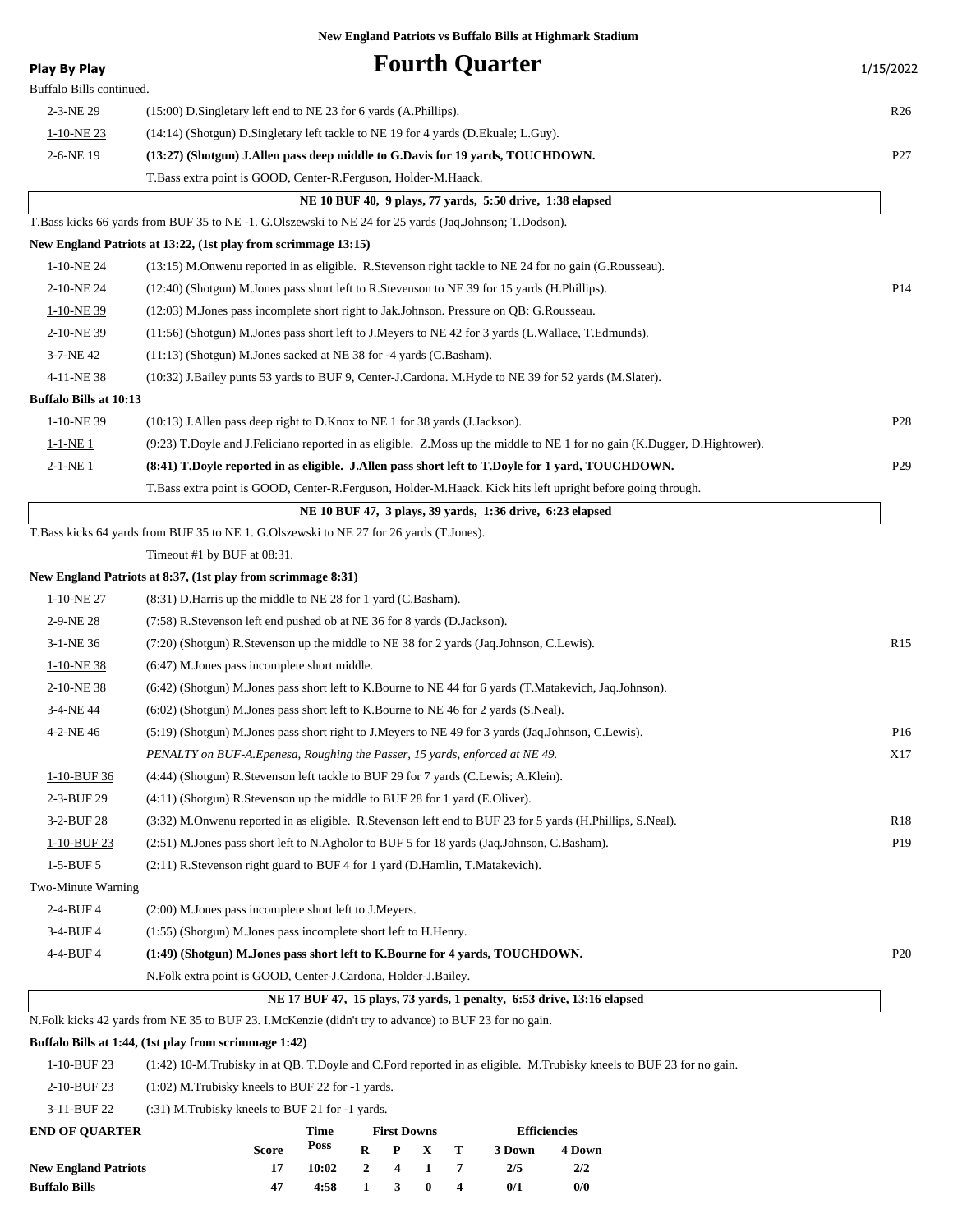**New England Patriots vs Buffalo Bills at Highmark Stadium**

**Play By Play**

# Fourth Quarter

1/15/2022

Buffalo Bills continued.

| | | |
|---|---|---|
| 2-3-NE 29 | (15:00) D.Singletary left end to NE 23 for 6 yards (A.Phillips). | R26 |
| 1-10-NE 23 | (14:14) (Shotgun) D.Singletary left tackle to NE 19 for 4 yards (D.Ekuale; L.Guy). | |
| 2-6-NE 19 | **(13:27) (Shotgun) J.Allen pass deep middle to G.Davis for 19 yards, TOUCHDOWN.** | P27 |
| | T.Bass extra point is GOOD, Center-R.Ferguson, Holder-M.Haack. | |
| | **NE 10 BUF 40, 9 plays, 77 yards, 5:50 drive, 1:38 elapsed** | |
| | T.Bass kicks 66 yards from BUF 35 to NE -1. G.Olszewski to NE 24 for 25 yards (Jaq.Johnson; T.Dodson). | |

**New England Patriots at 13:22, (1st play from scrimmage 13:15)**

| | | |
|---|---|---|
| 1-10-NE 24 | (13:15) M.Onwenu reported in as eligible. R.Stevenson right tackle to NE 24 for no gain (G.Rousseau). | |
| 2-10-NE 24 | (12:40) (Shotgun) M.Jones pass short left to R.Stevenson to NE 39 for 15 yards (H.Phillips). | P14 |
| 1-10-NE 39 | (12:03) M.Jones pass incomplete short right to Jak.Johnson. Pressure on QB: G.Rousseau. | |
| 2-10-NE 39 | (11:56) (Shotgun) M.Jones pass short left to J.Meyers to NE 42 for 3 yards (L.Wallace, T.Edmunds). | |
| 3-7-NE 42 | (11:13) (Shotgun) M.Jones sacked at NE 38 for -4 yards (C.Basham). | |
| 4-11-NE 38 | (10:32) J.Bailey punts 53 yards to BUF 9, Center-J.Cardona. M.Hyde to NE 39 for 52 yards (M.Slater). | |

**Buffalo Bills at 10:13**

| | | |
|---|---|---|
| 1-10-NE 39 | (10:13) J.Allen pass deep right to D.Knox to NE 1 for 38 yards (J.Jackson). | P28 |
| 1-1-NE 1 | (9:23) T.Doyle and J.Feliciano reported in as eligible. Z.Moss up the middle to NE 1 for no gain (K.Dugger, D.Hightower). | |
| 2-1-NE 1 | **(8:41) T.Doyle reported in as eligible. J.Allen pass short left to T.Doyle for 1 yard, TOUCHDOWN.** | P29 |
| | T.Bass extra point is GOOD, Center-R.Ferguson, Holder-M.Haack. Kick hits left upright before going through. | |
| | **NE 10 BUF 47, 3 plays, 39 yards, 1:36 drive, 6:23 elapsed** | |
| | T.Bass kicks 64 yards from BUF 35 to NE 1. G.Olszewski to NE 27 for 26 yards (T.Jones). | |
| | Timeout #1 by BUF at 08:31. | |

**New England Patriots at 8:37, (1st play from scrimmage 8:31)**

| | | |
|---|---|---|
| 1-10-NE 27 | (8:31) D.Harris up the middle to NE 28 for 1 yard (C.Basham). | |
| 2-9-NE 28 | (7:58) R.Stevenson left end pushed ob at NE 36 for 8 yards (D.Jackson). | |
| 3-1-NE 36 | (7:20) (Shotgun) R.Stevenson up the middle to NE 38 for 2 yards (Jaq.Johnson, C.Lewis). | R15 |
| 1-10-NE 38 | (6:47) M.Jones pass incomplete short middle. | |
| 2-10-NE 38 | (6:42) (Shotgun) M.Jones pass short left to K.Bourne to NE 44 for 6 yards (T.Matakevich, Jaq.Johnson). | |
| 3-4-NE 44 | (6:02) (Shotgun) M.Jones pass short left to K.Bourne to NE 46 for 2 yards (S.Neal). | |
| 4-2-NE 46 | (5:19) (Shotgun) M.Jones pass short right to J.Meyers to NE 49 for 3 yards (Jaq.Johnson, C.Lewis). | P16 |
| | *PENALTY on BUF-A.Epenesa, Roughing the Passer, 15 yards, enforced at NE 49.* | X17 |
| 1-10-BUF 36 | (4:44) (Shotgun) R.Stevenson left tackle to BUF 29 for 7 yards (C.Lewis; A.Klein). | |
| 2-3-BUF 29 | (4:11) (Shotgun) R.Stevenson up the middle to BUF 28 for 1 yard (E.Oliver). | |
| 3-2-BUF 28 | (3:32) M.Onwenu reported in as eligible. R.Stevenson left end to BUF 23 for 5 yards (H.Phillips, S.Neal). | R18 |
| 1-10-BUF 23 | (2:51) M.Jones pass short left to N.Agholor to BUF 5 for 18 yards (Jaq.Johnson, C.Basham). | P19 |
| 1-5-BUF 5 | (2:11) R.Stevenson right guard to BUF 4 for 1 yard (D.Hamlin, T.Matakevich). | |
| Two-Minute Warning | | |
| 2-4-BUF 4 | (2:00) M.Jones pass incomplete short left to J.Meyers. | |
| 3-4-BUF 4 | (1:55) (Shotgun) M.Jones pass incomplete short left to H.Henry. | |
| 4-4-BUF 4 | **(1:49) (Shotgun) M.Jones pass short left to K.Bourne for 4 yards, TOUCHDOWN.** | P20 |
| | N.Folk extra point is GOOD, Center-J.Cardona, Holder-J.Bailey. | |
| | **NE 17 BUF 47, 15 plays, 73 yards, 1 penalty, 6:53 drive, 13:16 elapsed** | |
| | N.Folk kicks 42 yards from NE 35 to BUF 23. I.McKenzie (didn't try to advance) to BUF 23 for no gain. | |

**Buffalo Bills at 1:44, (1st play from scrimmage 1:42)**

| | | |
|---|---|---|
| 1-10-BUF 23 | (1:42) 10-M.Trubisky in at QB. T.Doyle and C.Ford reported in as eligible. M.Trubisky kneels to BUF 23 for no gain. | |
| 2-10-BUF 23 | (1:02) M.Trubisky kneels to BUF 22 for -1 yards. | |
| 3-11-BUF 22 | (:31) M.Trubisky kneels to BUF 21 for -1 yards. | |

| END OF QUARTER | Score | Time Poss | First Downs R | P | X | T | Efficiencies 3 Down | 4 Down |
|---|---|---|---|---|---|---|---|---|
| **New England Patriots** | 17 | 10:02 | 2 | 4 | 1 | 7 | 2/5 | 2/2 |
| **Buffalo Bills** | 47 | 4:58 | 1 | 3 | 0 | 4 | 0/1 | 0/0 |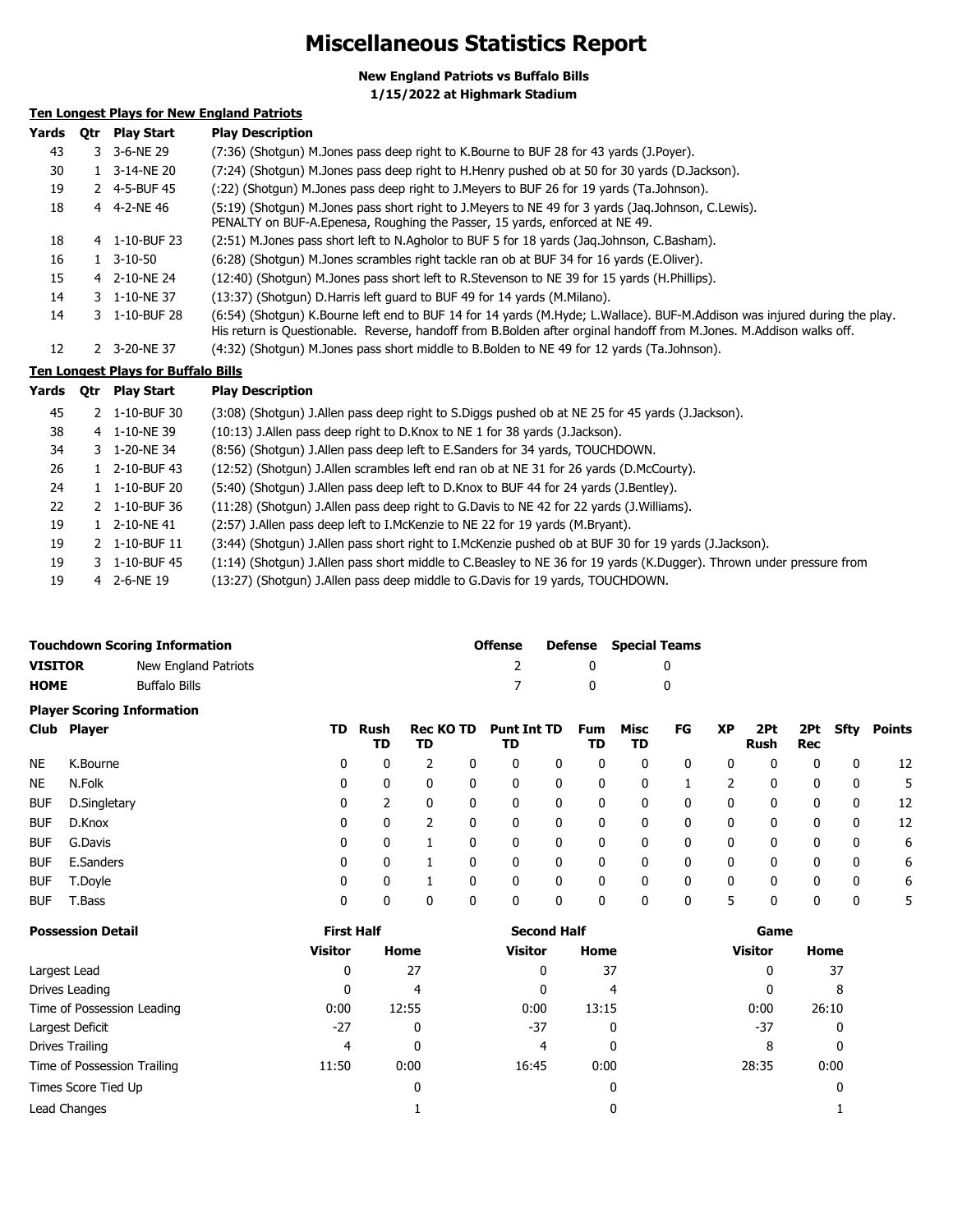# Miscellaneous Statistics Report

**New England Patriots vs Buffalo Bills**
**1/15/2022 at Highmark Stadium**

## Ten Longest Plays for New England Patriots

| Yards | Qtr | Play Start | Play Description |
|---|---|---|---|
| 43 | 3 | 3-6-NE 29 | (7:36) (Shotgun) M.Jones pass deep right to K.Bourne to BUF 28 for 43 yards (J.Poyer). |
| 30 | 1 | 3-14-NE 20 | (7:24) (Shotgun) M.Jones pass deep right to H.Henry pushed ob at 50 for 30 yards (D.Jackson). |
| 19 | 2 | 4-5-BUF 45 | (:22) (Shotgun) M.Jones pass deep right to J.Meyers to BUF 26 for 19 yards (Ta.Johnson). |
| 18 | 4 | 4-2-NE 46 | (5:19) (Shotgun) M.Jones pass short right to J.Meyers to NE 49 for 3 yards (Jaq.Johnson, C.Lewis). PENALTY on BUF-A.Epenesa, Roughing the Passer, 15 yards, enforced at NE 49. |
| 18 | 4 | 1-10-BUF 23 | (2:51) M.Jones pass short left to N.Agholor to BUF 5 for 18 yards (Jaq.Johnson, C.Basham). |
| 16 | 1 | 3-10-50 | (6:28) (Shotgun) M.Jones scrambles right tackle ran ob at BUF 34 for 16 yards (E.Oliver). |
| 15 | 4 | 2-10-NE 24 | (12:40) (Shotgun) M.Jones pass short left to R.Stevenson to NE 39 for 15 yards (H.Phillips). |
| 14 | 3 | 1-10-NE 37 | (13:37) (Shotgun) D.Harris left guard to BUF 49 for 14 yards (M.Milano). |
| 14 | 3 | 1-10-BUF 28 | (6:54) (Shotgun) K.Bourne left end to BUF 14 for 14 yards (M.Hyde; L.Wallace). BUF-M.Addison was injured during the play. His return is Questionable. Reverse, handoff from B.Bolden after orginal handoff from M.Jones. M.Addison walks off. |
| 12 | 2 | 3-20-NE 37 | (4:32) (Shotgun) M.Jones pass short middle to B.Bolden to NE 49 for 12 yards (Ta.Johnson). |

## Ten Longest Plays for Buffalo Bills

| Yards | Qtr | Play Start | Play Description |
|---|---|---|---|
| 45 | 2 | 1-10-BUF 30 | (3:08) (Shotgun) J.Allen pass deep right to S.Diggs pushed ob at NE 25 for 45 yards (J.Jackson). |
| 38 | 4 | 1-10-NE 39 | (10:13) J.Allen pass deep right to D.Knox to NE 1 for 38 yards (J.Jackson). |
| 34 | 3 | 1-20-NE 34 | (8:56) (Shotgun) J.Allen pass deep left to E.Sanders for 34 yards, TOUCHDOWN. |
| 26 | 1 | 2-10-BUF 43 | (12:52) (Shotgun) J.Allen scrambles left end ran ob at NE 31 for 26 yards (D.McCourty). |
| 24 | 1 | 1-10-BUF 20 | (5:40) (Shotgun) J.Allen pass deep left to D.Knox to BUF 44 for 24 yards (J.Bentley). |
| 22 | 2 | 1-10-BUF 36 | (11:28) (Shotgun) J.Allen pass deep right to G.Davis to NE 42 for 22 yards (J.Williams). |
| 19 | 1 | 2-10-NE 41 | (2:57) J.Allen pass deep left to I.McKenzie to NE 22 for 19 yards (M.Bryant). |
| 19 | 2 | 1-10-BUF 11 | (3:44) (Shotgun) J.Allen pass short right to I.McKenzie pushed ob at BUF 30 for 19 yards (J.Jackson). |
| 19 | 3 | 1-10-BUF 45 | (1:14) (Shotgun) J.Allen pass short middle to C.Beasley to NE 36 for 19 yards (K.Dugger). Thrown under pressure from |
| 19 | 4 | 2-6-NE 19 | (13:27) (Shotgun) J.Allen pass deep middle to G.Davis for 19 yards, TOUCHDOWN. |

## Touchdown Scoring Information

| | | Offense | Defense | Special Teams |
|---|---|---|---|---|
| **VISITOR** | New England Patriots | 2 | 0 | 0 |
| **HOME** | Buffalo Bills | 7 | 0 | 0 |

## Player Scoring Information

| Club | Player | TD | Rush TD | Rec TD | KO TD | Punt TD | Int TD | Fum TD | Misc TD | FG | XP | 2Pt Rush | 2Pt Rec | Sfty | Points |
|---|---|---|---|---|---|---|---|---|---|---|---|---|---|---|---|
| NE | K.Bourne | 0 | 0 | 2 | 0 | 0 | 0 | 0 | 0 | 0 | 0 | 0 | 0 | 0 | 12 |
| NE | N.Folk | 0 | 0 | 0 | 0 | 0 | 0 | 0 | 0 | 1 | 2 | 0 | 0 | 0 | 5 |
| BUF | D.Singletary | 0 | 2 | 0 | 0 | 0 | 0 | 0 | 0 | 0 | 0 | 0 | 0 | 0 | 12 |
| BUF | D.Knox | 0 | 0 | 2 | 0 | 0 | 0 | 0 | 0 | 0 | 0 | 0 | 0 | 0 | 12 |
| BUF | G.Davis | 0 | 0 | 1 | 0 | 0 | 0 | 0 | 0 | 0 | 0 | 0 | 0 | 0 | 6 |
| BUF | E.Sanders | 0 | 0 | 1 | 0 | 0 | 0 | 0 | 0 | 0 | 0 | 0 | 0 | 0 | 6 |
| BUF | T.Doyle | 0 | 0 | 1 | 0 | 0 | 0 | 0 | 0 | 0 | 0 | 0 | 0 | 0 | 6 |
| BUF | T.Bass | 0 | 0 | 0 | 0 | 0 | 0 | 0 | 0 | 0 | 5 | 0 | 0 | 0 | 5 |

## Possession Detail

| | First Half | | Second Half | | Game | |
|---|---|---|---|---|---|---|
| | Visitor | Home | Visitor | Home | Visitor | Home |
| Largest Lead | 0 | 27 | 0 | 37 | 0 | 37 |
| Drives Leading | 0 | 4 | 0 | 4 | 0 | 8 |
| Time of Possession Leading | 0:00 | 12:55 | 0:00 | 13:15 | 0:00 | 26:10 |
| Largest Deficit | -27 | 0 | -37 | 0 | -37 | 0 |
| Drives Trailing | 4 | 0 | 4 | 0 | 8 | 0 |
| Time of Possession Trailing | 11:50 | 0:00 | 16:45 | 0:00 | 28:35 | 0:00 |
| Times Score Tied Up | | 0 | | 0 | | 0 |
| Lead Changes | | 1 | | 0 | | 1 |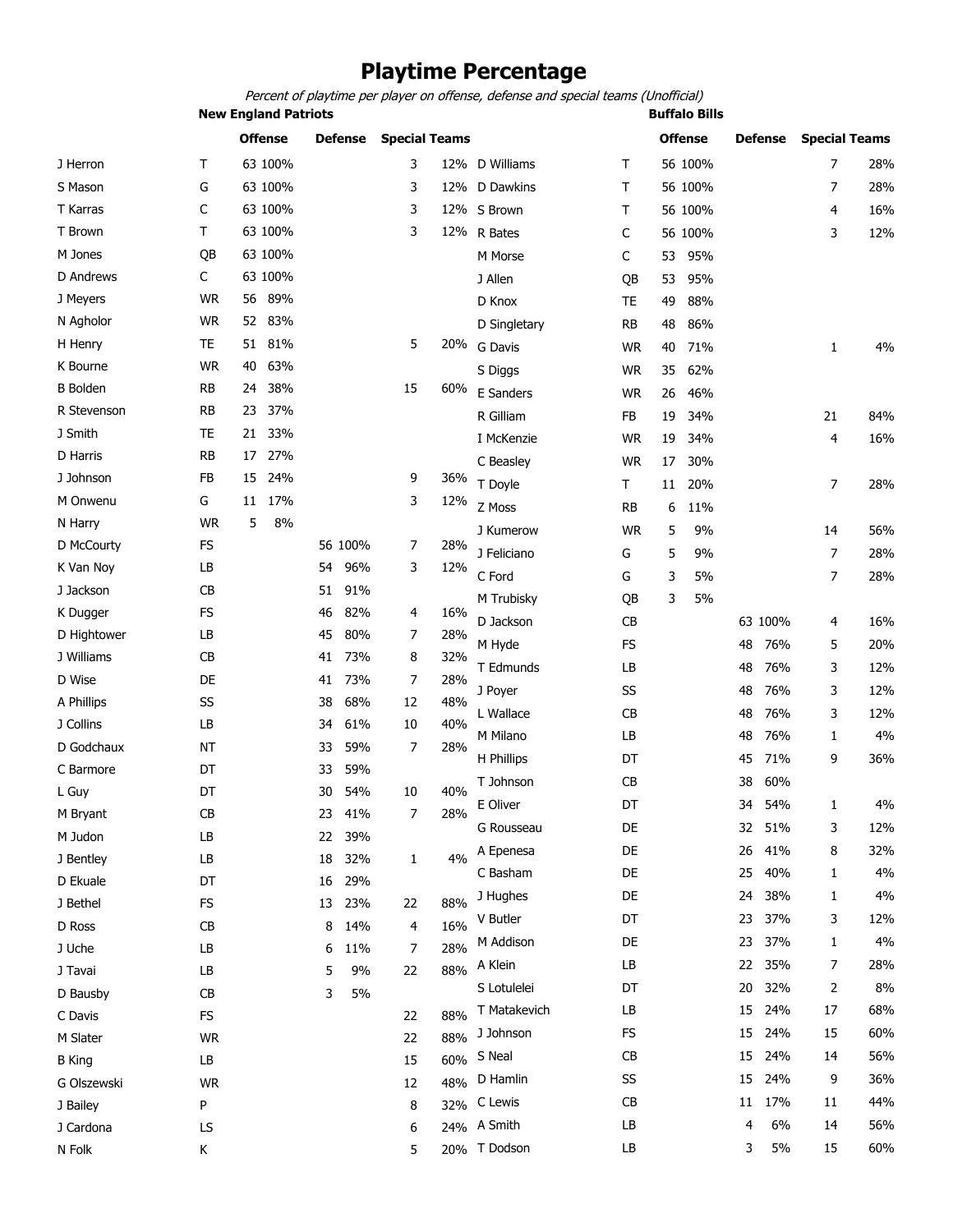# Playtime Percentage

*Percent of playtime per player on offense, defense and special teams (Unofficial)*

## New England Patriots

| Player | Pos | Offense | | Defense | | Special Teams | |
|---|---|---|---|---|---|---|---|
| J Herron | T | 63 | 100% | | | 3 | 12% |
| S Mason | G | 63 | 100% | | | 3 | 12% |
| T Karras | C | 63 | 100% | | | 3 | 12% |
| T Brown | T | 63 | 100% | | | 3 | 12% |
| M Jones | QB | 63 | 100% | | | | |
| D Andrews | C | 63 | 100% | | | | |
| J Meyers | WR | 56 | 89% | | | | |
| N Agholor | WR | 52 | 83% | | | | |
| H Henry | TE | 51 | 81% | | | 5 | 20% |
| K Bourne | WR | 40 | 63% | | | | |
| B Bolden | RB | 24 | 38% | | | 15 | 60% |
| R Stevenson | RB | 23 | 37% | | | | |
| J Smith | TE | 21 | 33% | | | | |
| D Harris | RB | 17 | 27% | | | | |
| J Johnson | FB | 15 | 24% | | | 9 | 36% |
| M Onwenu | G | 11 | 17% | | | 3 | 12% |
| N Harry | WR | 5 | 8% | | | | |
| D McCourty | FS | | | 56 | 100% | 7 | 28% |
| K Van Noy | LB | | | 54 | 96% | 3 | 12% |
| J Jackson | CB | | | 51 | 91% | | |
| K Dugger | FS | | | 46 | 82% | 4 | 16% |
| D Hightower | LB | | | 45 | 80% | 7 | 28% |
| J Williams | CB | | | 41 | 73% | 8 | 32% |
| D Wise | DE | | | 41 | 73% | 7 | 28% |
| A Phillips | SS | | | 38 | 68% | 12 | 48% |
| J Collins | LB | | | 34 | 61% | 10 | 40% |
| D Godchaux | NT | | | 33 | 59% | 7 | 28% |
| C Barmore | DT | | | 33 | 59% | | |
| L Guy | DT | | | 30 | 54% | 10 | 40% |
| M Bryant | CB | | | 23 | 41% | 7 | 28% |
| M Judon | LB | | | 22 | 39% | | |
| J Bentley | LB | | | 18 | 32% | 1 | 4% |
| D Ekuale | DT | | | 16 | 29% | | |
| J Bethel | FS | | | 13 | 23% | 22 | 88% |
| D Ross | CB | | | 8 | 14% | 4 | 16% |
| J Uche | LB | | | 6 | 11% | 7 | 28% |
| J Tavai | LB | | | 5 | 9% | 22 | 88% |
| D Bausby | CB | | | 3 | 5% | | |
| C Davis | FS | | | | | 22 | 88% |
| M Slater | WR | | | | | 22 | 88% |
| B King | LB | | | | | 15 | 60% |
| G Olszewski | WR | | | | | 12 | 48% |
| J Bailey | P | | | | | 8 | 32% |
| J Cardona | LS | | | | | 6 | 24% |
| N Folk | K | | | | | 5 | 20% |

## Buffalo Bills

| Player | Pos | Offense | | Defense | | Special Teams | |
|---|---|---|---|---|---|---|---|
| D Williams | T | 56 | 100% | | | 7 | 28% |
| D Dawkins | T | 56 | 100% | | | 7 | 28% |
| S Brown | T | 56 | 100% | | | 4 | 16% |
| R Bates | C | 56 | 100% | | | 3 | 12% |
| M Morse | C | 53 | 95% | | | | |
| J Allen | QB | 53 | 95% | | | | |
| D Knox | TE | 49 | 88% | | | | |
| D Singletary | RB | 48 | 86% | | | | |
| G Davis | WR | 40 | 71% | | | 1 | 4% |
| S Diggs | WR | 35 | 62% | | | | |
| E Sanders | WR | 26 | 46% | | | | |
| R Gilliam | FB | 19 | 34% | | | 21 | 84% |
| I McKenzie | WR | 19 | 34% | | | 4 | 16% |
| C Beasley | WR | 17 | 30% | | | | |
| T Doyle | T | 11 | 20% | | | 7 | 28% |
| Z Moss | RB | 6 | 11% | | | | |
| J Kumerow | WR | 5 | 9% | | | 14 | 56% |
| J Feliciano | G | 5 | 9% | | | 7 | 28% |
| C Ford | G | 3 | 5% | | | 7 | 28% |
| M Trubisky | QB | 3 | 5% | | | | |
| D Jackson | CB | | | 63 | 100% | 4 | 16% |
| M Hyde | FS | | | 48 | 76% | 5 | 20% |
| T Edmunds | LB | | | 48 | 76% | 3 | 12% |
| J Poyer | SS | | | 48 | 76% | 3 | 12% |
| L Wallace | CB | | | 48 | 76% | 3 | 12% |
| M Milano | LB | | | 48 | 76% | 1 | 4% |
| H Phillips | DT | | | 45 | 71% | 9 | 36% |
| T Johnson | CB | | | 38 | 60% | | |
| E Oliver | DT | | | 34 | 54% | 1 | 4% |
| G Rousseau | DE | | | 32 | 51% | 3 | 12% |
| A Epenesa | DE | | | 26 | 41% | 8 | 32% |
| C Basham | DE | | | 25 | 40% | 1 | 4% |
| J Hughes | DE | | | 24 | 38% | 1 | 4% |
| V Butler | DT | | | 23 | 37% | 3 | 12% |
| M Addison | DE | | | 23 | 37% | 1 | 4% |
| A Klein | LB | | | 22 | 35% | 7 | 28% |
| S Lotulelei | DT | | | 20 | 32% | 2 | 8% |
| T Matakevich | LB | | | 15 | 24% | 17 | 68% |
| J Johnson | FS | | | 15 | 24% | 15 | 60% |
| S Neal | CB | | | 15 | 24% | 14 | 56% |
| D Hamlin | SS | | | 15 | 24% | 9 | 36% |
| C Lewis | CB | | | 11 | 17% | 11 | 44% |
| A Smith | LB | | | 4 | 6% | 14 | 56% |
| T Dodson | LB | | | 3 | 5% | 15 | 60% |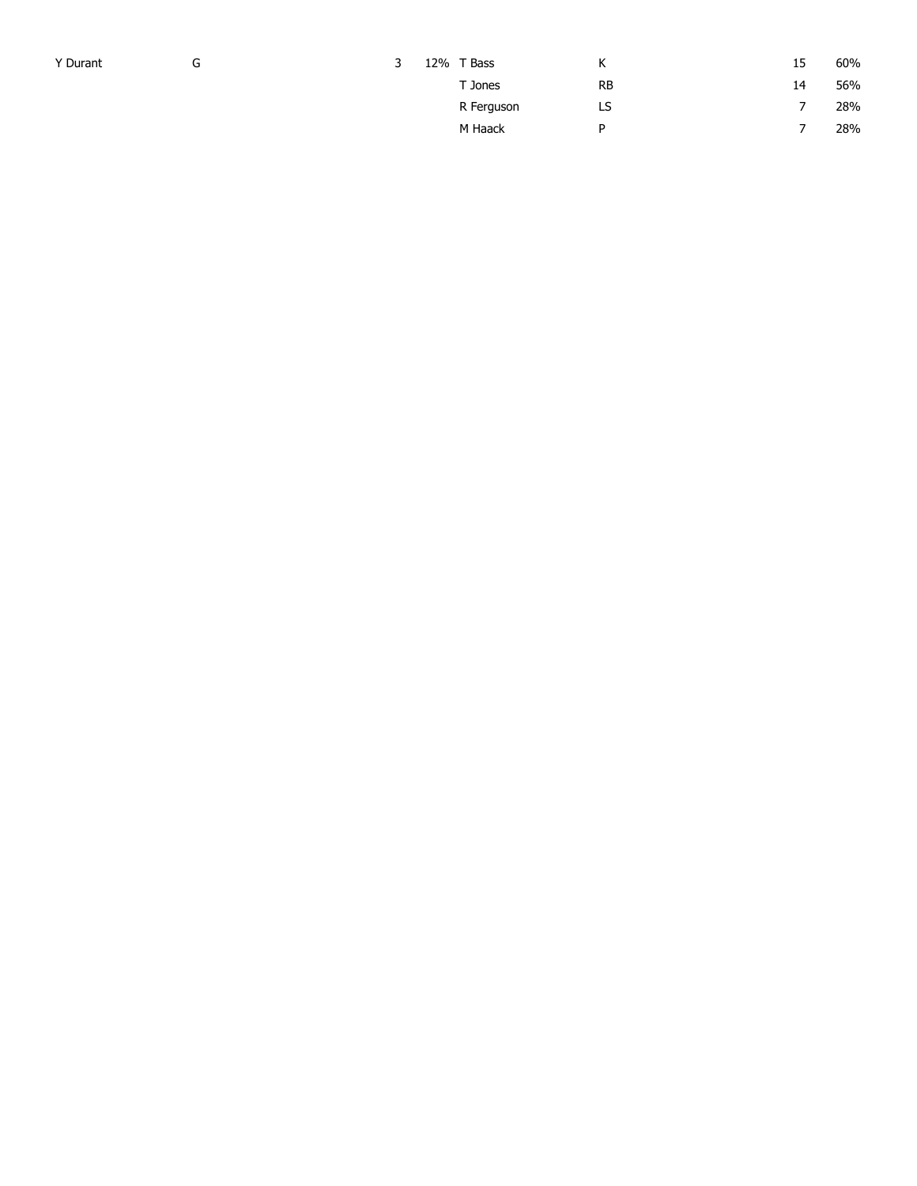| | | | | | | | |
|---|---|---|---|---|---|---|---|
| Y Durant | G | 3 | 12% | T Bass | K | 15 | 60% |
| | | | | T Jones | RB | 14 | 56% |
| | | | | R Ferguson | LS | 7 | 28% |
| | | | | M Haack | P | 7 | 28% |